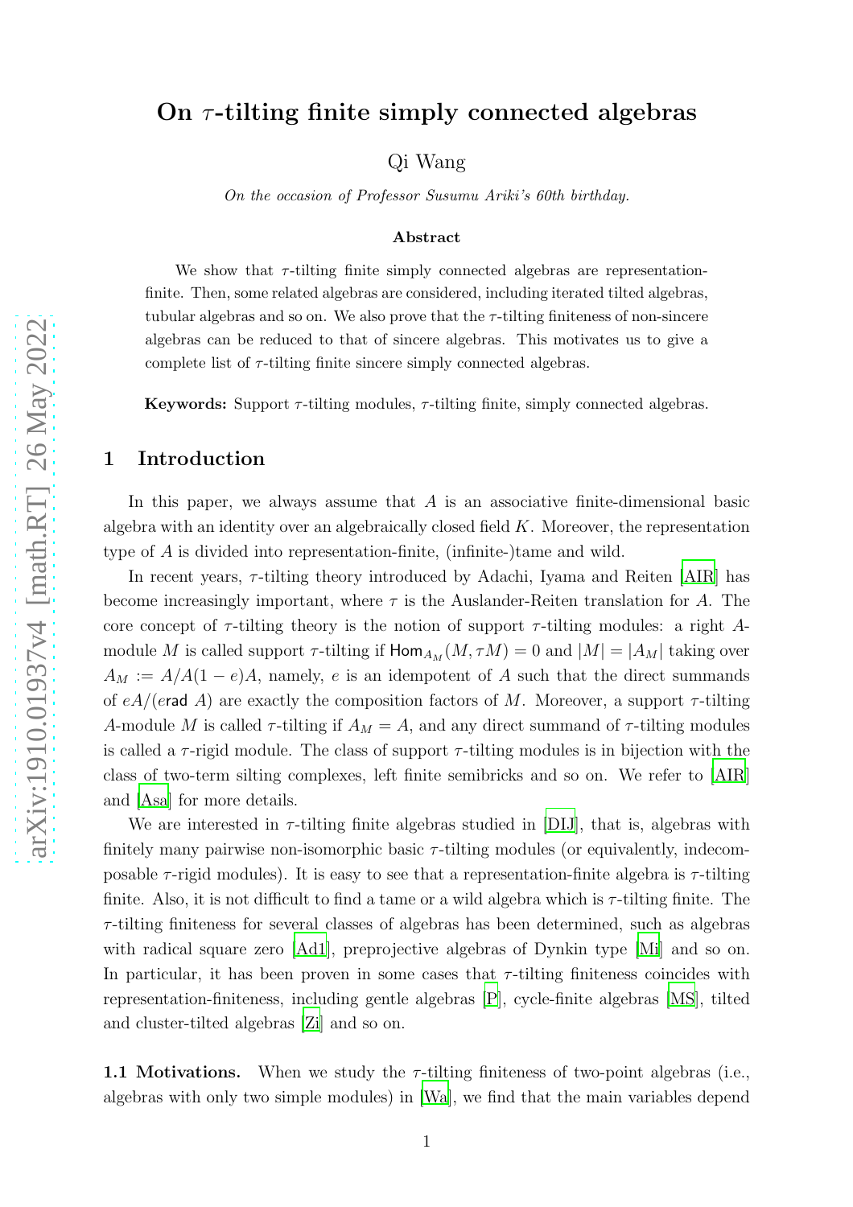# On $\tau$-tilting finite simply connected algebras

Qi Wang

*On the occasion of Professor Susumu Ariki's 60th birthday.*

**Abstract**

We show that $\tau$-tilting finite simply connected algebras are representation-finite. Then, some related algebras are considered, including iterated tilted algebras, tubular algebras and so on. We also prove that the $\tau$-tilting finiteness of non-sincere algebras can be reduced to that of sincere algebras. This motivates us to give a complete list of $\tau$-tilting finite sincere simply connected algebras.

**Keywords:** Support $\tau$-tilting modules, $\tau$-tilting finite, simply connected algebras.

## 1 Introduction

In this paper, we always assume that $A$ is an associative finite-dimensional basic algebra with an identity over an algebraically closed field $K$. Moreover, the representation type of $A$ is divided into representation-finite, (infinite-)tame and wild.

In recent years, $\tau$-tilting theory introduced by Adachi, Iyama and Reiten [AIR] has become increasingly important, where $\tau$ is the Auslander-Reiten translation for $A$. The core concept of $\tau$-tilting theory is the notion of support $\tau$-tilting modules: a right $A$-module $M$ is called support $\tau$-tilting if $\mathsf{Hom}_{A_M}(M, \tau M) = 0$ and $|M| = |A_M|$ taking over $A_M := A/A(1-e)A$, namely, $e$ is an idempotent of $A$ such that the direct summands of $eA/(e\mathsf{rad}\ A)$ are exactly the composition factors of $M$. Moreover, a support $\tau$-tilting $A$-module $M$ is called $\tau$-tilting if $A_M = A$, and any direct summand of $\tau$-tilting modules is called a $\tau$-rigid module. The class of support $\tau$-tilting modules is in bijection with the class of two-term silting complexes, left finite semibricks and so on. We refer to [AIR] and [Asa] for more details.

We are interested in $\tau$-tilting finite algebras studied in [DIJ], that is, algebras with finitely many pairwise non-isomorphic basic $\tau$-tilting modules (or equivalently, indecomposable $\tau$-rigid modules). It is easy to see that a representation-finite algebra is $\tau$-tilting finite. Also, it is not difficult to find a tame or a wild algebra which is $\tau$-tilting finite. The $\tau$-tilting finiteness for several classes of algebras has been determined, such as algebras with radical square zero [Ad1], preprojective algebras of Dynkin type [Mi] and so on. In particular, it has been proven in some cases that $\tau$-tilting finiteness coincides with representation-finiteness, including gentle algebras [P], cycle-finite algebras [MS], tilted and cluster-tilted algebras [Zi] and so on.

**1.1 Motivations.** When we study the $\tau$-tilting finiteness of two-point algebras (i.e., algebras with only two simple modules) in [Wa], we find that the main variables depend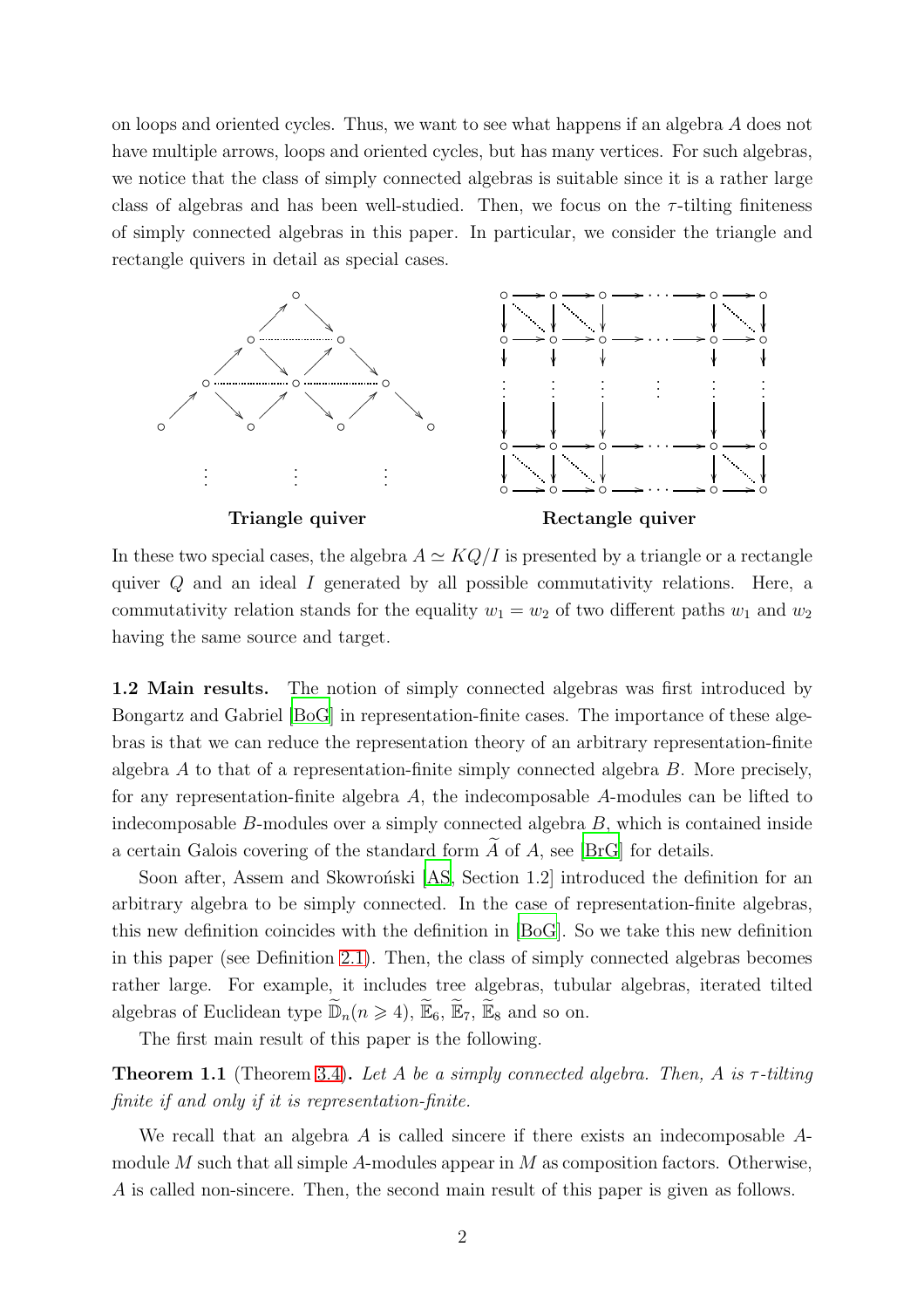on loops and oriented cycles. Thus, we want to see what happens if an algebra $A$ does not have multiple arrows, loops and oriented cycles, but has many vertices. For such algebras, we notice that the class of simply connected algebras is suitable since it is a rather large class of algebras and has been well-studied. Then, we focus on the $\tau$-tilting finiteness of simply connected algebras in this paper. In particular, we consider the triangle and rectangle quivers in detail as special cases.

**Triangle quiver** **Rectangle quiver**

In these two special cases, the algebra $A \simeq KQ/I$ is presented by a triangle or a rectangle quiver $Q$ and an ideal $I$ generated by all possible commutativity relations. Here, a commutativity relation stands for the equality $w_1 = w_2$ of two different paths $w_1$ and $w_2$ having the same source and target.

**1.2 Main results.** The notion of simply connected algebras was first introduced by Bongartz and Gabriel [BoG] in representation-finite cases. The importance of these algebras is that we can reduce the representation theory of an arbitrary representation-finite algebra $A$ to that of a representation-finite simply connected algebra $B$. More precisely, for any representation-finite algebra $A$, the indecomposable $A$-modules can be lifted to indecomposable $B$-modules over a simply connected algebra $B$, which is contained inside a certain Galois covering of the standard form $\widetilde{A}$ of $A$, see [BrG] for details.

Soon after, Assem and Skowroński [AS, Section 1.2] introduced the definition for an arbitrary algebra to be simply connected. In the case of representation-finite algebras, this new definition coincides with the definition in [BoG]. So we take this new definition in this paper (see Definition 2.1). Then, the class of simply connected algebras becomes rather large. For example, it includes tree algebras, tubular algebras, iterated tilted algebras of Euclidean type $\widetilde{\mathbb{D}}_n (n \geqslant 4)$, $\widetilde{\mathbb{E}}_6$, $\widetilde{\mathbb{E}}_7$, $\widetilde{\mathbb{E}}_8$ and so on.

The first main result of this paper is the following.

**Theorem 1.1** (Theorem 3.4)**.** *Let $A$ be a simply connected algebra. Then, $A$ is $\tau$-tilting finite if and only if it is representation-finite.*

We recall that an algebra $A$ is called sincere if there exists an indecomposable $A$-module $M$ such that all simple $A$-modules appear in $M$ as composition factors. Otherwise, $A$ is called non-sincere. Then, the second main result of this paper is given as follows.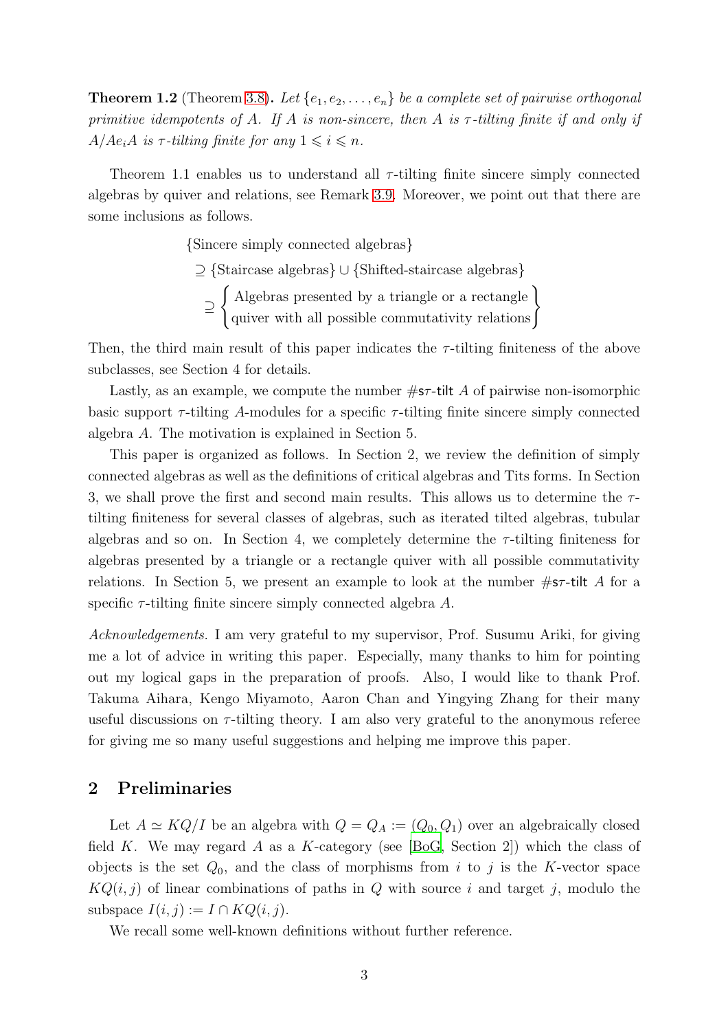**Theorem 1.2** (Theorem 3.8)**.** *Let $\{e_1, e_2, \ldots, e_n\}$ be a complete set of pairwise orthogonal primitive idempotents of $A$. If $A$ is non-sincere, then $A$ is $\tau$-tilting finite if and only if $A/Ae_iA$ is $\tau$-tilting finite for any $1 \leqslant i \leqslant n$.*

Theorem 1.1 enables us to understand all $\tau$-tilting finite sincere simply connected algebras by quiver and relations, see Remark 3.9. Moreover, we point out that there are some inclusions as follows.

$$
\begin{aligned}
&\{\text{Sincere simply connected algebras}\}\\
&\supseteq \{\text{Staircase algebras}\} \cup \{\text{Shifted-staircase algebras}\}\\
&\supseteq \left\{ \begin{array}{c} \text{Algebras presented by a triangle or a rectangle} \\ \text{quiver with all possible commutativity relations} \end{array} \right\}
\end{aligned}
$$

Then, the third main result of this paper indicates the $\tau$-tilting finiteness of the above subclasses, see Section 4 for details.

Lastly, as an example, we compute the number $\#\mathsf{s\tau\text{-}tilt}\ A$ of pairwise non-isomorphic basic support $\tau$-tilting $A$-modules for a specific $\tau$-tilting finite sincere simply connected algebra $A$. The motivation is explained in Section 5.

This paper is organized as follows. In Section 2, we review the definition of simply connected algebras as well as the definitions of critical algebras and Tits forms. In Section 3, we shall prove the first and second main results. This allows us to determine the $\tau$-tilting finiteness for several classes of algebras, such as iterated tilted algebras, tubular algebras and so on. In Section 4, we completely determine the $\tau$-tilting finiteness for algebras presented by a triangle or a rectangle quiver with all possible commutativity relations. In Section 5, we present an example to look at the number $\#\mathsf{s\tau\text{-}tilt}\ A$ for a specific $\tau$-tilting finite sincere simply connected algebra $A$.

*Acknowledgements.* I am very grateful to my supervisor, Prof. Susumu Ariki, for giving me a lot of advice in writing this paper. Especially, many thanks to him for pointing out my logical gaps in the preparation of proofs. Also, I would like to thank Prof. Takuma Aihara, Kengo Miyamoto, Aaron Chan and Yingying Zhang for their many useful discussions on $\tau$-tilting theory. I am also very grateful to the anonymous referee for giving me so many useful suggestions and helping me improve this paper.

## 2 Preliminaries

Let $A \simeq KQ/I$ be an algebra with $Q = Q_A := (Q_0, Q_1)$ over an algebraically closed field $K$. We may regard $A$ as a $K$-category (see [BoG, Section 2]) which the class of objects is the set $Q_0$, and the class of morphisms from $i$ to $j$ is the $K$-vector space $KQ(i, j)$ of linear combinations of paths in $Q$ with source $i$ and target $j$, modulo the subspace $I(i, j) := I \cap KQ(i, j)$.

We recall some well-known definitions without further reference.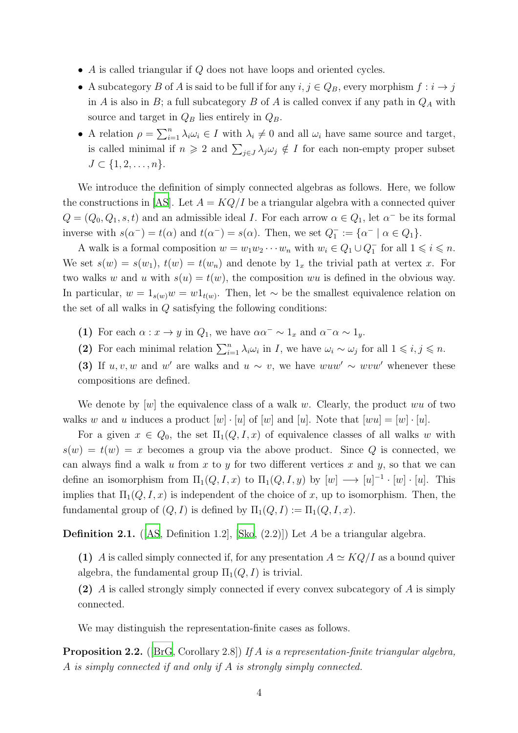- $A$ is called triangular if $Q$ does not have loops and oriented cycles.
- A subcategory $B$ of $A$ is said to be full if for any $i, j \in Q_B$, every morphism $f : i \to j$ in $A$ is also in $B$; a full subcategory $B$ of $A$ is called convex if any path in $Q_A$ with source and target in $Q_B$ lies entirely in $Q_B$.
- A relation $\rho = \sum_{i=1}^{n} \lambda_i \omega_i \in I$ with $\lambda_i \neq 0$ and all $\omega_i$ have same source and target, is called minimal if $n \geqslant 2$ and $\sum_{j \in J} \lambda_j \omega_j \notin I$ for each non-empty proper subset $J \subset \{1, 2, \ldots, n\}$.

We introduce the definition of simply connected algebras as follows. Here, we follow the constructions in [AS]. Let $A = KQ/I$ be a triangular algebra with a connected quiver $Q = (Q_0, Q_1, s, t)$ and an admissible ideal $I$. For each arrow $\alpha \in Q_1$, let $\alpha^-$ be its formal inverse with $s(\alpha^-) = t(\alpha)$ and $t(\alpha^-) = s(\alpha)$. Then, we set $Q_1^- := \{\alpha^- \mid \alpha \in Q_1\}$.

A walk is a formal composition $w = w_1 w_2 \cdots w_n$ with $w_i \in Q_1 \cup Q_1^-$ for all $1 \leqslant i \leqslant n$. We set $s(w) = s(w_1)$, $t(w) = t(w_n)$ and denote by $1_x$ the trivial path at vertex $x$. For two walks $w$ and $u$ with $s(u) = t(w)$, the composition $wu$ is defined in the obvious way. In particular, $w = 1_{s(w)} w = w 1_{t(w)}$. Then, let $\sim$ be the smallest equivalence relation on the set of all walks in $Q$ satisfying the following conditions:

**(1)** For each $\alpha : x \to y$ in $Q_1$, we have $\alpha\alpha^- \sim 1_x$ and $\alpha^-\alpha \sim 1_y$.

**(2)** For each minimal relation $\sum_{i=1}^{n} \lambda_i \omega_i$ in $I$, we have $\omega_i \sim \omega_j$ for all $1 \leqslant i, j \leqslant n$.

**(3)** If $u, v, w$ and $w'$ are walks and $u \sim v$, we have $wuw' \sim wvw'$ whenever these compositions are defined.

We denote by $[w]$ the equivalence class of a walk $w$. Clearly, the product $wu$ of two walks $w$ and $u$ induces a product $[w] \cdot [u]$ of $[w]$ and $[u]$. Note that $[wu] = [w] \cdot [u]$.

For a given $x \in Q_0$, the set $\Pi_1(Q, I, x)$ of equivalence classes of all walks $w$ with $s(w) = t(w) = x$ becomes a group via the above product. Since $Q$ is connected, we can always find a walk $u$ from $x$ to $y$ for two different vertices $x$ and $y$, so that we can define an isomorphism from $\Pi_1(Q, I, x)$ to $\Pi_1(Q, I, y)$ by $[w] \longrightarrow [u]^{-1} \cdot [w] \cdot [u]$. This implies that $\Pi_1(Q, I, x)$ is independent of the choice of $x$, up to isomorphism. Then, the fundamental group of $(Q, I)$ is defined by $\Pi_1(Q, I) := \Pi_1(Q, I, x)$.

**Definition 2.1.** ([AS, Definition 1.2], [Sko, (2.2)]) Let $A$ be a triangular algebra.

**(1)** $A$ is called simply connected if, for any presentation $A \simeq KQ/I$ as a bound quiver algebra, the fundamental group $\Pi_1(Q, I)$ is trivial.

**(2)** $A$ is called strongly simply connected if every convex subcategory of $A$ is simply connected.

We may distinguish the representation-finite cases as follows.

**Proposition 2.2.** ([BrG, Corollary 2.8]) *If $A$ is a representation-finite triangular algebra, $A$ is simply connected if and only if $A$ is strongly simply connected.*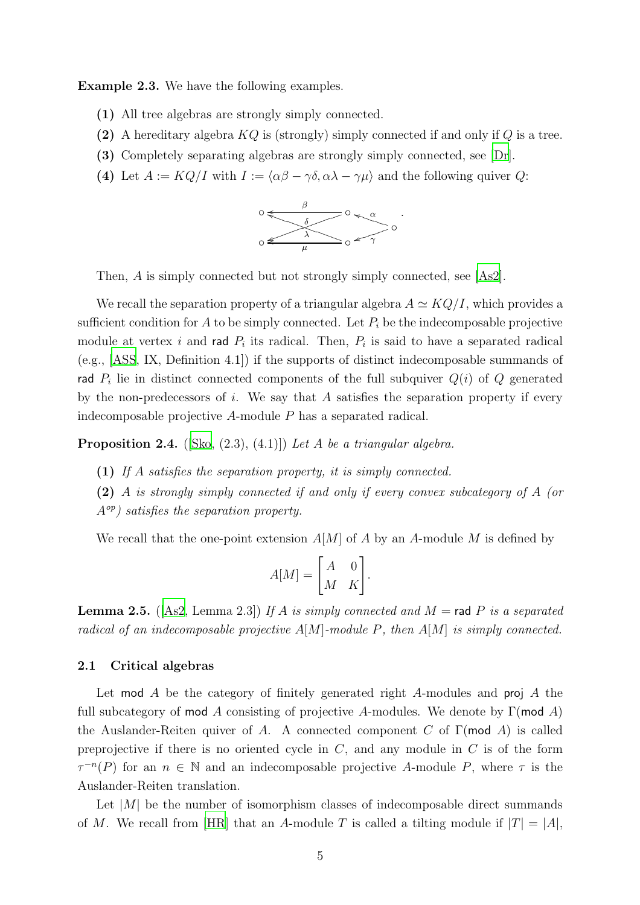**Example 2.3.** We have the following examples.

**(1)** All tree algebras are strongly simply connected.

**(2)** A hereditary algebra $KQ$ is (strongly) simply connected if and only if $Q$ is a tree.

**(3)** Completely separating algebras are strongly simply connected, see [Dr].

**(4)** Let $A := KQ/I$ with $I := \langle \alpha\beta - \gamma\delta, \alpha\lambda - \gamma\mu \rangle$ and the following quiver $Q$:

Then, $A$ is simply connected but not strongly simply connected, see [As2].

We recall the separation property of a triangular algebra $A \simeq KQ/I$, which provides a sufficient condition for $A$ to be simply connected. Let $P_i$ be the indecomposable projective module at vertex $i$ and $\mathsf{rad}\ P_i$ its radical. Then, $P_i$ is said to have a separated radical (e.g., [ASS, IX, Definition 4.1]) if the supports of distinct indecomposable summands of $\mathsf{rad}\ P_i$ lie in distinct connected components of the full subquiver $Q(i)$ of $Q$ generated by the non-predecessors of $i$. We say that $A$ satisfies the separation property if every indecomposable projective $A$-module $P$ has a separated radical.

**Proposition 2.4.** ([Sko, (2.3), (4.1)]) *Let $A$ be a triangular algebra.*

**(1)** *If $A$ satisfies the separation property, it is simply connected.*

**(2)** *$A$ is strongly simply connected if and only if every convex subcategory of $A$ (or $A^{op}$) satisfies the separation property.*

We recall that the one-point extension $A[M]$ of $A$ by an $A$-module $M$ is defined by

$$A[M] = \begin{bmatrix} A & 0 \\ M & K \end{bmatrix}.$$

**Lemma 2.5.** ([As2, Lemma 2.3]) *If $A$ is simply connected and $M = \mathsf{rad}\ P$ is a separated radical of an indecomposable projective $A[M]$-module $P$, then $A[M]$ is simply connected.*

### 2.1 Critical algebras

Let $\mathsf{mod}\ A$ be the category of finitely generated right $A$-modules and $\mathsf{proj}\ A$ the full subcategory of $\mathsf{mod}\ A$ consisting of projective $A$-modules. We denote by $\Gamma(\mathsf{mod}\ A)$ the Auslander-Reiten quiver of $A$. A connected component $C$ of $\Gamma(\mathsf{mod}\ A)$ is called preprojective if there is no oriented cycle in $C$, and any module in $C$ is of the form $\tau^{-n}(P)$ for an $n \in \mathbb{N}$ and an indecomposable projective $A$-module $P$, where $\tau$ is the Auslander-Reiten translation.

Let $|M|$ be the number of isomorphism classes of indecomposable direct summands of $M$. We recall from [HR] that an $A$-module $T$ is called a tilting module if $|T| = |A|$,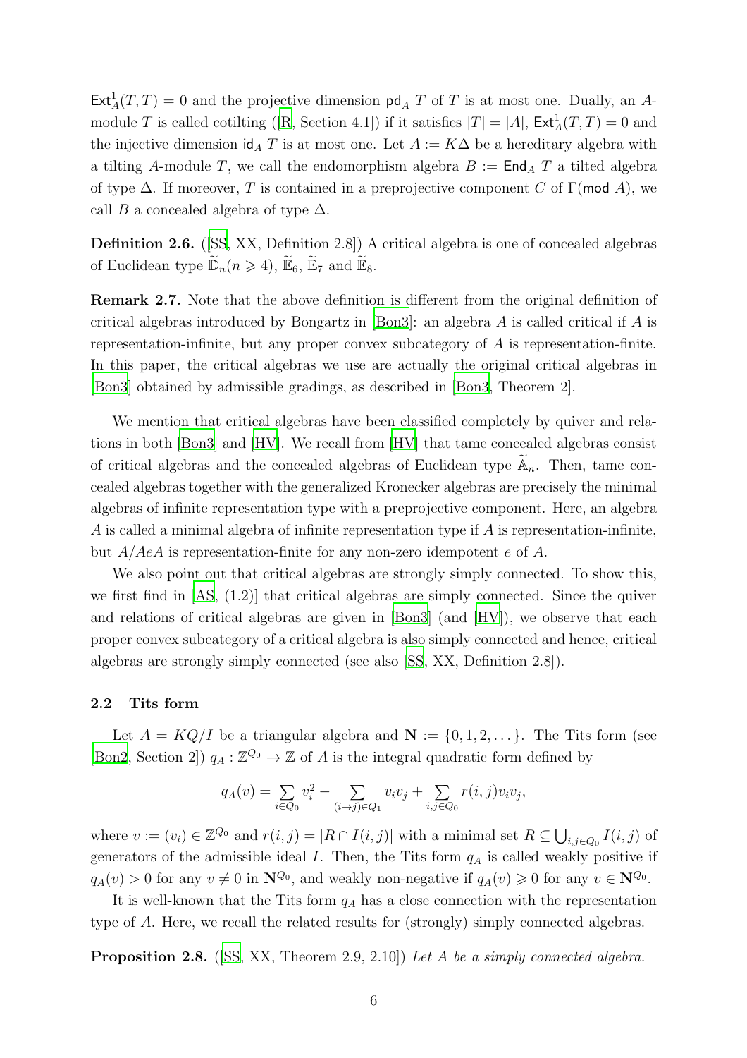$\mathsf{Ext}^1_A(T,T) = 0$ and the projective dimension $\mathsf{pd}_A\ T$ of $T$ is at most one. Dually, an $A$-module $T$ is called cotilting ([R, Section 4.1]) if it satisfies $|T| = |A|$, $\mathsf{Ext}^1_A(T,T) = 0$ and the injective dimension $\mathsf{id}_A\ T$ is at most one. Let $A := K\Delta$ be a hereditary algebra with a tilting $A$-module $T$, we call the endomorphism algebra $B := \mathsf{End}_A\ T$ a tilted algebra of type $\Delta$. If moreover, $T$ is contained in a preprojective component $C$ of $\Gamma(\mathsf{mod}\ A)$, we call $B$ a concealed algebra of type $\Delta$.

**Definition 2.6.** ([SS, XX, Definition 2.8]) A critical algebra is one of concealed algebras of Euclidean type $\widetilde{\mathbb{D}}_n (n \geqslant 4)$, $\widetilde{\mathbb{E}}_6$, $\widetilde{\mathbb{E}}_7$ and $\widetilde{\mathbb{E}}_8$.

**Remark 2.7.** Note that the above definition is different from the original definition of critical algebras introduced by Bongartz in [Bon3]: an algebra $A$ is called critical if $A$ is representation-infinite, but any proper convex subcategory of $A$ is representation-finite. In this paper, the critical algebras we use are actually the original critical algebras in [Bon3] obtained by admissible gradings, as described in [Bon3, Theorem 2].

We mention that critical algebras have been classified completely by quiver and relations in both [Bon3] and [HV]. We recall from [HV] that tame concealed algebras consist of critical algebras and the concealed algebras of Euclidean type $\widetilde{\mathbb{A}}_n$. Then, tame concealed algebras together with the generalized Kronecker algebras are precisely the minimal algebras of infinite representation type with a preprojective component. Here, an algebra $A$ is called a minimal algebra of infinite representation type if $A$ is representation-infinite, but $A/AeA$ is representation-finite for any non-zero idempotent $e$ of $A$.

We also point out that critical algebras are strongly simply connected. To show this, we first find in [AS, (1.2)] that critical algebras are simply connected. Since the quiver and relations of critical algebras are given in [Bon3] (and [HV]), we observe that each proper convex subcategory of a critical algebra is also simply connected and hence, critical algebras are strongly simply connected (see also [SS, XX, Definition 2.8]).

### 2.2 Tits form

Let $A = KQ/I$ be a triangular algebra and $\mathbf{N} := \{0, 1, 2, \dots\}$. The Tits form (see [Bon2, Section 2]) $q_A : \mathbb{Z}^{Q_0} \to \mathbb{Z}$ of $A$ is the integral quadratic form defined by

$$q_A(v) = \sum_{i \in Q_0} v_i^2 - \sum_{(i \to j) \in Q_1} v_i v_j + \sum_{i,j \in Q_0} r(i,j) v_i v_j,$$

where $v := (v_i) \in \mathbb{Z}^{Q_0}$ and $r(i,j) = |R \cap I(i,j)|$ with a minimal set $R \subseteq \bigcup_{i,j \in Q_0} I(i,j)$ of generators of the admissible ideal $I$. Then, the Tits form $q_A$ is called weakly positive if $q_A(v) > 0$ for any $v \neq 0$ in $\mathbf{N}^{Q_0}$, and weakly non-negative if $q_A(v) \geqslant 0$ for any $v \in \mathbf{N}^{Q_0}$.

It is well-known that the Tits form $q_A$ has a close connection with the representation type of $A$. Here, we recall the related results for (strongly) simply connected algebras.

**Proposition 2.8.** ([SS, XX, Theorem 2.9, 2.10]) *Let $A$ be a simply connected algebra.*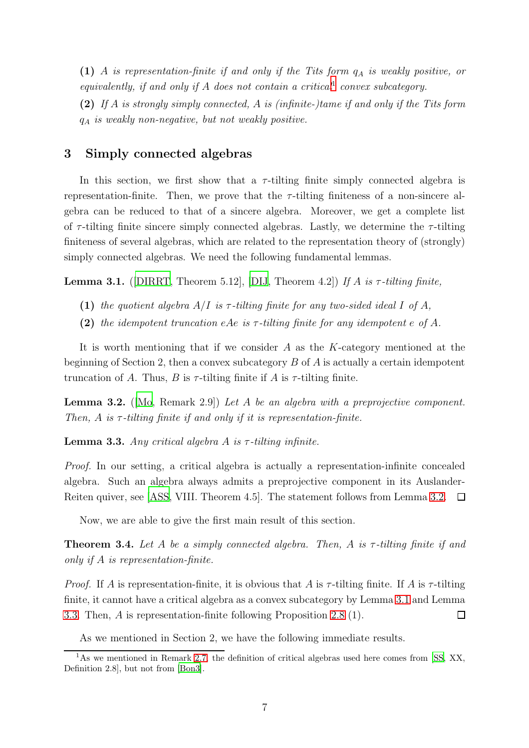**(1)** *$A$ is representation-finite if and only if the Tits form $q_A$ is weakly positive, or equivalently, if and only if $A$ does not contain a critical*[1] *convex subcategory.*

**(2)** *If $A$ is strongly simply connected, $A$ is (infinite-)tame if and only if the Tits form $q_A$ is weakly non-negative, but not weakly positive.*

## 3 Simply connected algebras

In this section, we first show that a $\tau$-tilting finite simply connected algebra is representation-finite. Then, we prove that the $\tau$-tilting finiteness of a non-sincere algebra can be reduced to that of a sincere algebra. Moreover, we get a complete list of $\tau$-tilting finite sincere simply connected algebras. Lastly, we determine the $\tau$-tilting finiteness of several algebras, which are related to the representation theory of (strongly) simply connected algebras. We need the following fundamental lemmas.

**Lemma 3.1.** ([DIRRT, Theorem 5.12], [DIJ, Theorem 4.2]) *If $A$ is $\tau$-tilting finite,*

**(1)** *the quotient algebra $A/I$ is $\tau$-tilting finite for any two-sided ideal $I$ of $A$,*

**(2)** *the idempotent truncation $eAe$ is $\tau$-tilting finite for any idempotent $e$ of $A$.*

It is worth mentioning that if we consider $A$ as the $K$-category mentioned at the beginning of Section 2, then a convex subcategory $B$ of $A$ is actually a certain idempotent truncation of $A$. Thus, $B$ is $\tau$-tilting finite if $A$ is $\tau$-tilting finite.

**Lemma 3.2.** ([Mo, Remark 2.9]) *Let $A$ be an algebra with a preprojective component. Then, $A$ is $\tau$-tilting finite if and only if it is representation-finite.*

**Lemma 3.3.** *Any critical algebra $A$ is $\tau$-tilting infinite.*

*Proof.* In our setting, a critical algebra is actually a representation-infinite concealed algebra. Such an algebra always admits a preprojective component in its Auslander-Reiten quiver, see [ASS, VIII. Theorem 4.5]. The statement follows from Lemma 3.2. □

Now, we are able to give the first main result of this section.

**Theorem 3.4.** *Let $A$ be a simply connected algebra. Then, $A$ is $\tau$-tilting finite if and only if $A$ is representation-finite.*

*Proof.* If $A$ is representation-finite, it is obvious that $A$ is $\tau$-tilting finite. If $A$ is $\tau$-tilting finite, it cannot have a critical algebra as a convex subcategory by Lemma 3.1 and Lemma 3.3. Then, $A$ is representation-finite following Proposition 2.8 (1). □

As we mentioned in Section 2, we have the following immediate results.

---

[1] As we mentioned in Remark 2.7, the definition of critical algebras used here comes from [SS, XX, Definition 2.8], but not from [Bon3].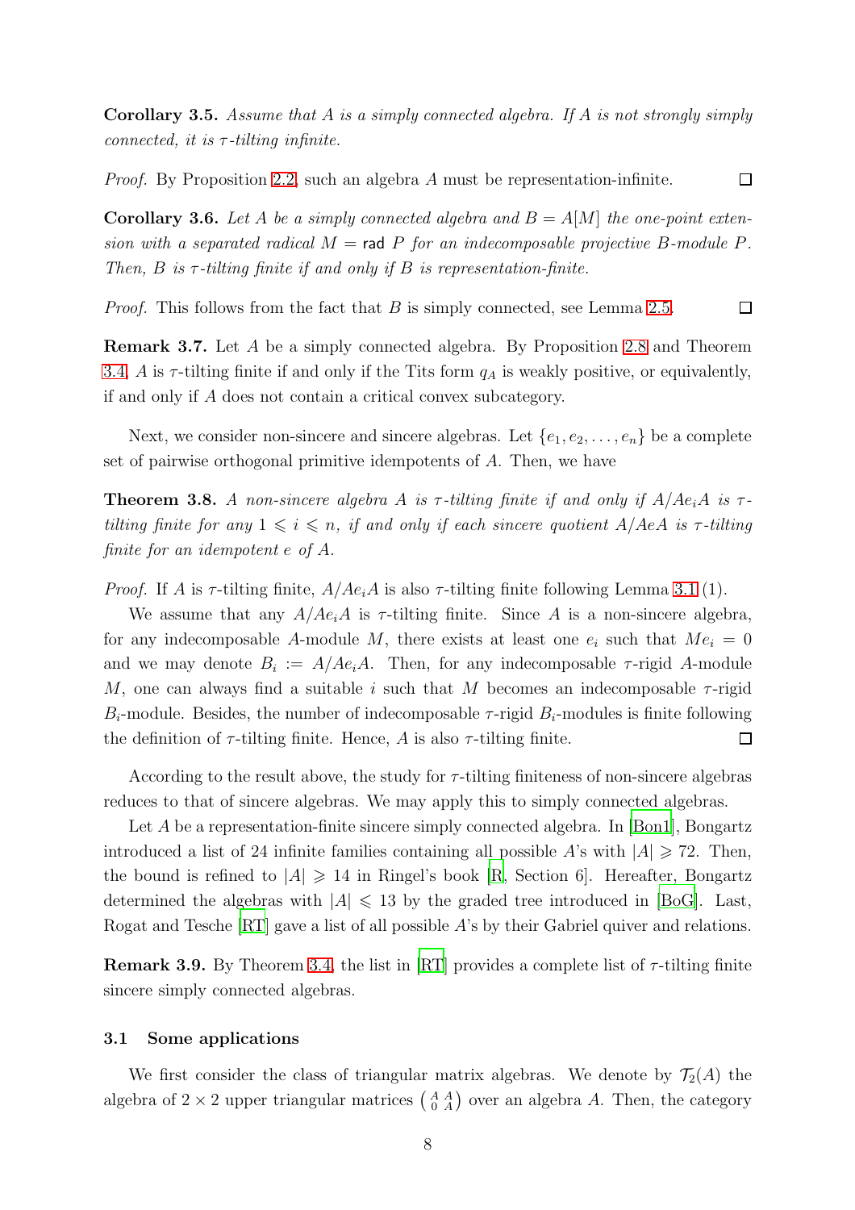**Corollary 3.5.** *Assume that $A$ is a simply connected algebra. If $A$ is not strongly simply connected, it is $\tau$-tilting infinite.*

*Proof.* By Proposition 2.2, such an algebra $A$ must be representation-infinite. □

**Corollary 3.6.** *Let $A$ be a simply connected algebra and $B = A[M]$ the one-point extension with a separated radical $M = \mathsf{rad}\ P$ for an indecomposable projective $B$-module $P$. Then, $B$ is $\tau$-tilting finite if and only if $B$ is representation-finite.*

*Proof.* This follows from the fact that $B$ is simply connected, see Lemma 2.5. □

**Remark 3.7.** Let $A$ be a simply connected algebra. By Proposition 2.8 and Theorem 3.4, $A$ is $\tau$-tilting finite if and only if the Tits form $q_A$ is weakly positive, or equivalently, if and only if $A$ does not contain a critical convex subcategory.

Next, we consider non-sincere and sincere algebras. Let $\{e_1, e_2, \ldots, e_n\}$ be a complete set of pairwise orthogonal primitive idempotents of $A$. Then, we have

**Theorem 3.8.** *A non-sincere algebra $A$ is $\tau$-tilting finite if and only if $A/Ae_iA$ is $\tau$-tilting finite for any $1 \leqslant i \leqslant n$, if and only if each sincere quotient $A/AeA$ is $\tau$-tilting finite for an idempotent $e$ of $A$.*

*Proof.* If $A$ is $\tau$-tilting finite, $A/Ae_iA$ is also $\tau$-tilting finite following Lemma 3.1 (1).

We assume that any $A/Ae_iA$ is $\tau$-tilting finite. Since $A$ is a non-sincere algebra, for any indecomposable $A$-module $M$, there exists at least one $e_i$ such that $Me_i = 0$ and we may denote $B_i := A/Ae_iA$. Then, for any indecomposable $\tau$-rigid $A$-module $M$, one can always find a suitable $i$ such that $M$ becomes an indecomposable $\tau$-rigid $B_i$-module. Besides, the number of indecomposable $\tau$-rigid $B_i$-modules is finite following the definition of $\tau$-tilting finite. Hence, $A$ is also $\tau$-tilting finite. □

According to the result above, the study for $\tau$-tilting finiteness of non-sincere algebras reduces to that of sincere algebras. We may apply this to simply connected algebras.

Let $A$ be a representation-finite sincere simply connected algebra. In [Bon1], Bongartz introduced a list of 24 infinite families containing all possible $A$'s with $|A| \geqslant 72$. Then, the bound is refined to $|A| \geqslant 14$ in Ringel's book [R, Section 6]. Hereafter, Bongartz determined the algebras with $|A| \leqslant 13$ by the graded tree introduced in [BoG]. Last, Rogat and Tesche [RT] gave a list of all possible $A$'s by their Gabriel quiver and relations.

**Remark 3.9.** By Theorem 3.4, the list in [RT] provides a complete list of $\tau$-tilting finite sincere simply connected algebras.

### 3.1 Some applications

We first consider the class of triangular matrix algebras. We denote by $\mathcal{T}_2(A)$ the algebra of $2 \times 2$ upper triangular matrices $\left(\begin{smallmatrix} A & A \\ 0 & A \end{smallmatrix}\right)$ over an algebra $A$. Then, the category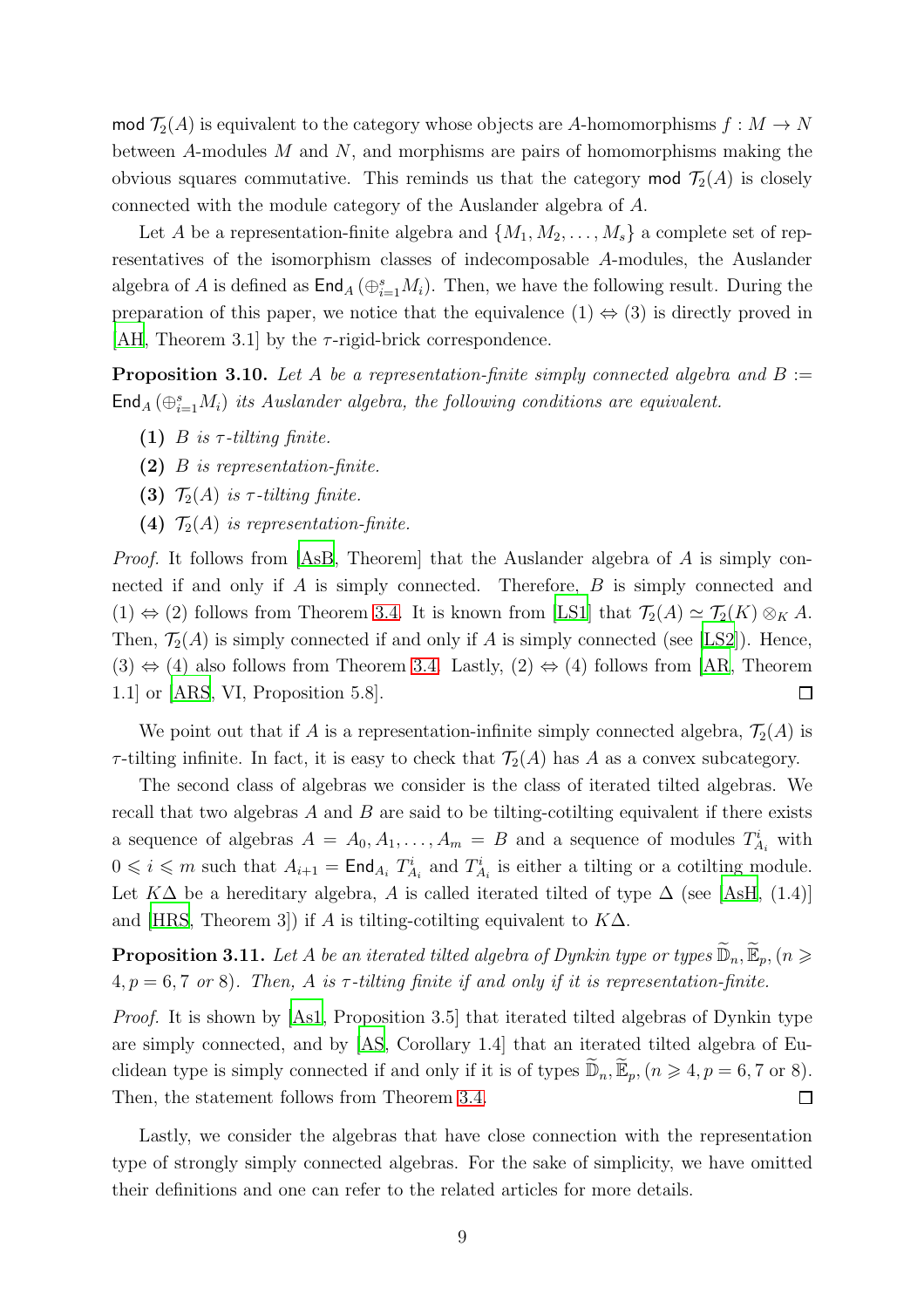$\mathsf{mod}\ \mathcal{T}_2(A)$ is equivalent to the category whose objects are $A$-homomorphisms $f: M \to N$ between $A$-modules $M$ and $N$, and morphisms are pairs of homomorphisms making the obvious squares commutative. This reminds us that the category $\mathsf{mod}\ \mathcal{T}_2(A)$ is closely connected with the module category of the Auslander algebra of $A$.

Let $A$ be a representation-finite algebra and $\{M_1, M_2, \ldots, M_s\}$ a complete set of representatives of the isomorphism classes of indecomposable $A$-modules, the Auslander algebra of $A$ is defined as $\mathsf{End}_A(\oplus_{i=1}^s M_i)$. Then, we have the following result. During the preparation of this paper, we notice that the equivalence (1) $\Leftrightarrow$ (3) is directly proved in [AH, Theorem 3.1] by the $\tau$-rigid-brick correspondence.

**Proposition 3.10.** *Let $A$ be a representation-finite simply connected algebra and $B := \mathsf{End}_A(\oplus_{i=1}^s M_i)$ its Auslander algebra, the following conditions are equivalent.*

- **(1)** *$B$ is $\tau$-tilting finite.*
- **(2)** *$B$ is representation-finite.*
- **(3)** *$\mathcal{T}_2(A)$ is $\tau$-tilting finite.*
- **(4)** *$\mathcal{T}_2(A)$ is representation-finite.*

*Proof.* It follows from [AsB, Theorem] that the Auslander algebra of $A$ is simply connected if and only if $A$ is simply connected. Therefore, $B$ is simply connected and (1) $\Leftrightarrow$ (2) follows from Theorem 3.4. It is known from [LS1] that $\mathcal{T}_2(A) \simeq \mathcal{T}_2(K) \otimes_K A$. Then, $\mathcal{T}_2(A)$ is simply connected if and only if $A$ is simply connected (see [LS2]). Hence, (3) $\Leftrightarrow$ (4) also follows from Theorem 3.4. Lastly, (2) $\Leftrightarrow$ (4) follows from [AR, Theorem 1.1] or [ARS, VI, Proposition 5.8]. $\square$

We point out that if $A$ is a representation-infinite simply connected algebra, $\mathcal{T}_2(A)$ is $\tau$-tilting infinite. In fact, it is easy to check that $\mathcal{T}_2(A)$ has $A$ as a convex subcategory.

The second class of algebras we consider is the class of iterated tilted algebras. We recall that two algebras $A$ and $B$ are said to be tilting-cotilting equivalent if there exists a sequence of algebras $A = A_0, A_1, \ldots, A_m = B$ and a sequence of modules $T_{A_i}^i$ with $0 \leqslant i \leqslant m$ such that $A_{i+1} = \mathsf{End}_{A_i} T_{A_i}^i$ and $T_{A_i}^i$ is either a tilting or a cotilting module. Let $K\Delta$ be a hereditary algebra, $A$ is called iterated tilted of type $\Delta$ (see [AsH, (1.4)] and [HRS, Theorem 3]) if $A$ is tilting-cotilting equivalent to $K\Delta$.

**Proposition 3.11.** *Let $A$ be an iterated tilted algebra of Dynkin type or types $\widetilde{\mathbb{D}}_n, \widetilde{\mathbb{E}}_p, (n \geqslant 4, p = 6, 7$ or $8)$. Then, $A$ is $\tau$-tilting finite if and only if it is representation-finite.*

*Proof.* It is shown by [As1, Proposition 3.5] that iterated tilted algebras of Dynkin type are simply connected, and by [AS, Corollary 1.4] that an iterated tilted algebra of Euclidean type is simply connected if and only if it is of types $\widetilde{\mathbb{D}}_n, \widetilde{\mathbb{E}}_p, (n \geqslant 4, p = 6, 7$ or $8)$. Then, the statement follows from Theorem 3.4. $\square$

Lastly, we consider the algebras that have close connection with the representation type of strongly simply connected algebras. For the sake of simplicity, we have omitted their definitions and one can refer to the related articles for more details.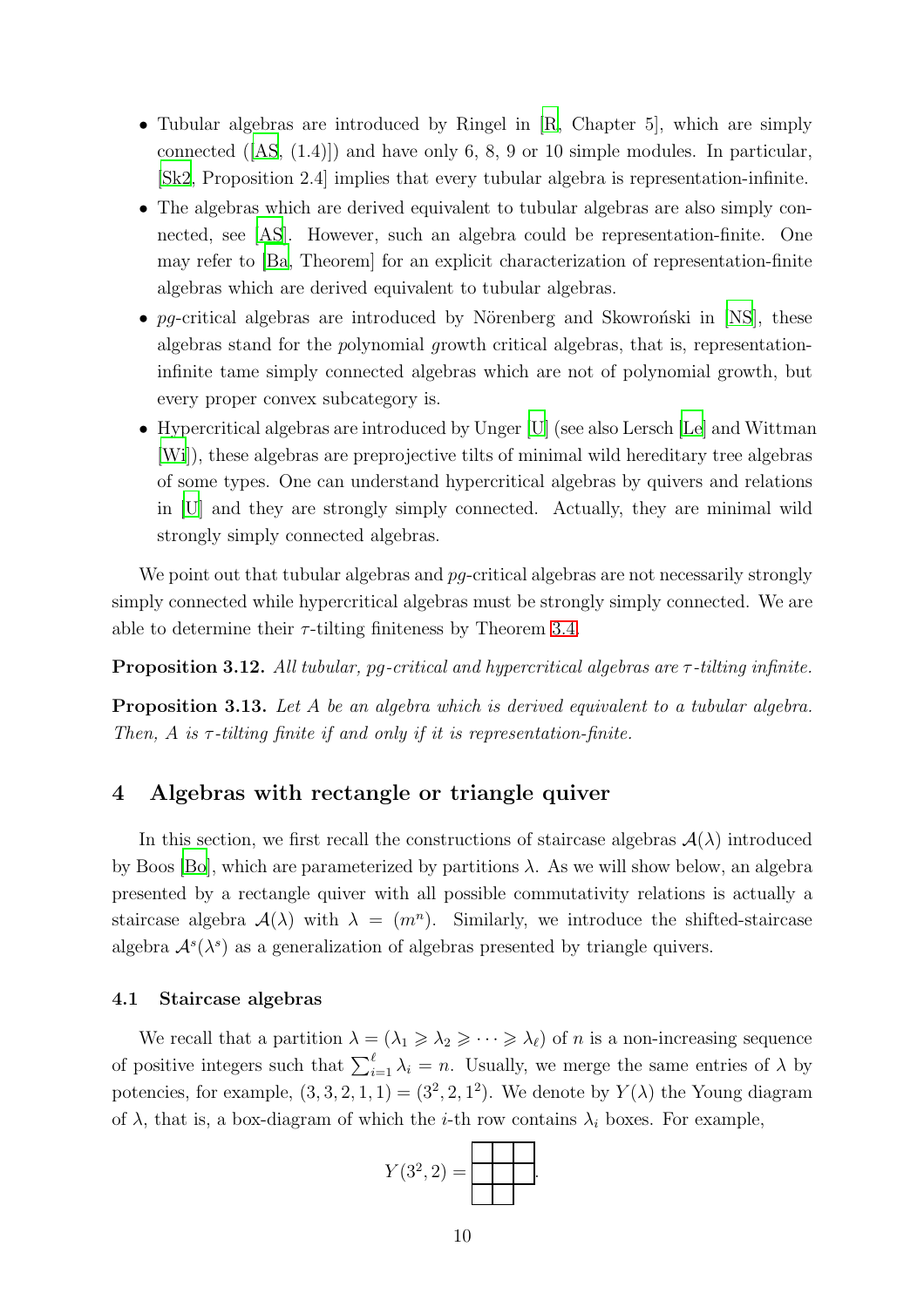- Tubular algebras are introduced by Ringel in [R, Chapter 5], which are simply connected ([AS, (1.4)]) and have only 6, 8, 9 or 10 simple modules. In particular, [Sk2, Proposition 2.4] implies that every tubular algebra is representation-infinite.
- The algebras which are derived equivalent to tubular algebras are also simply connected, see [AS]. However, such an algebra could be representation-finite. One may refer to [Ba, Theorem] for an explicit characterization of representation-finite algebras which are derived equivalent to tubular algebras.
- *pg*-critical algebras are introduced by Nörenberg and Skowroński in [NS], these algebras stand for the *p*olynomial *g*rowth critical algebras, that is, representation-infinite tame simply connected algebras which are not of polynomial growth, but every proper convex subcategory is.
- Hypercritical algebras are introduced by Unger [U] (see also Lersch [Le] and Wittman [Wi]), these algebras are preprojective tilts of minimal wild hereditary tree algebras of some types. One can understand hypercritical algebras by quivers and relations in [U] and they are strongly simply connected. Actually, they are minimal wild strongly simply connected algebras.

We point out that tubular algebras and *pg*-critical algebras are not necessarily strongly simply connected while hypercritical algebras must be strongly simply connected. We are able to determine their $\tau$-tilting finiteness by Theorem 3.4.

**Proposition 3.12.** *All tubular, pg-critical and hypercritical algebras are $\tau$-tilting infinite.*

**Proposition 3.13.** *Let $A$ be an algebra which is derived equivalent to a tubular algebra. Then, $A$ is $\tau$-tilting finite if and only if it is representation-finite.*

# 4 Algebras with rectangle or triangle quiver

In this section, we first recall the constructions of staircase algebras $\mathcal{A}(\lambda)$ introduced by Boos [Bo], which are parameterized by partitions $\lambda$. As we will show below, an algebra presented by a rectangle quiver with all possible commutativity relations is actually a staircase algebra $\mathcal{A}(\lambda)$ with $\lambda = (m^n)$. Similarly, we introduce the shifted-staircase algebra $\mathcal{A}^s(\lambda^s)$ as a generalization of algebras presented by triangle quivers.

## 4.1 Staircase algebras

We recall that a partition $\lambda = (\lambda_1 \geqslant \lambda_2 \geqslant \cdots \geqslant \lambda_\ell)$ of $n$ is a non-increasing sequence of positive integers such that $\sum_{i=1}^{\ell} \lambda_i = n$. Usually, we merge the same entries of $\lambda$ by potencies, for example, $(3,3,2,1,1) = (3^2, 2, 1^2)$. We denote by $Y(\lambda)$ the Young diagram of $\lambda$, that is, a box-diagram of which the $i$-th row contains $\lambda_i$ boxes. For example,

$$Y(3^2, 2) = \begin{array}{|c|c|c|}\hline \; & \; & \; \\ \hline \; & \; & \; \\ \hline \; & \; \\ \cline{1-2}\end{array}.$$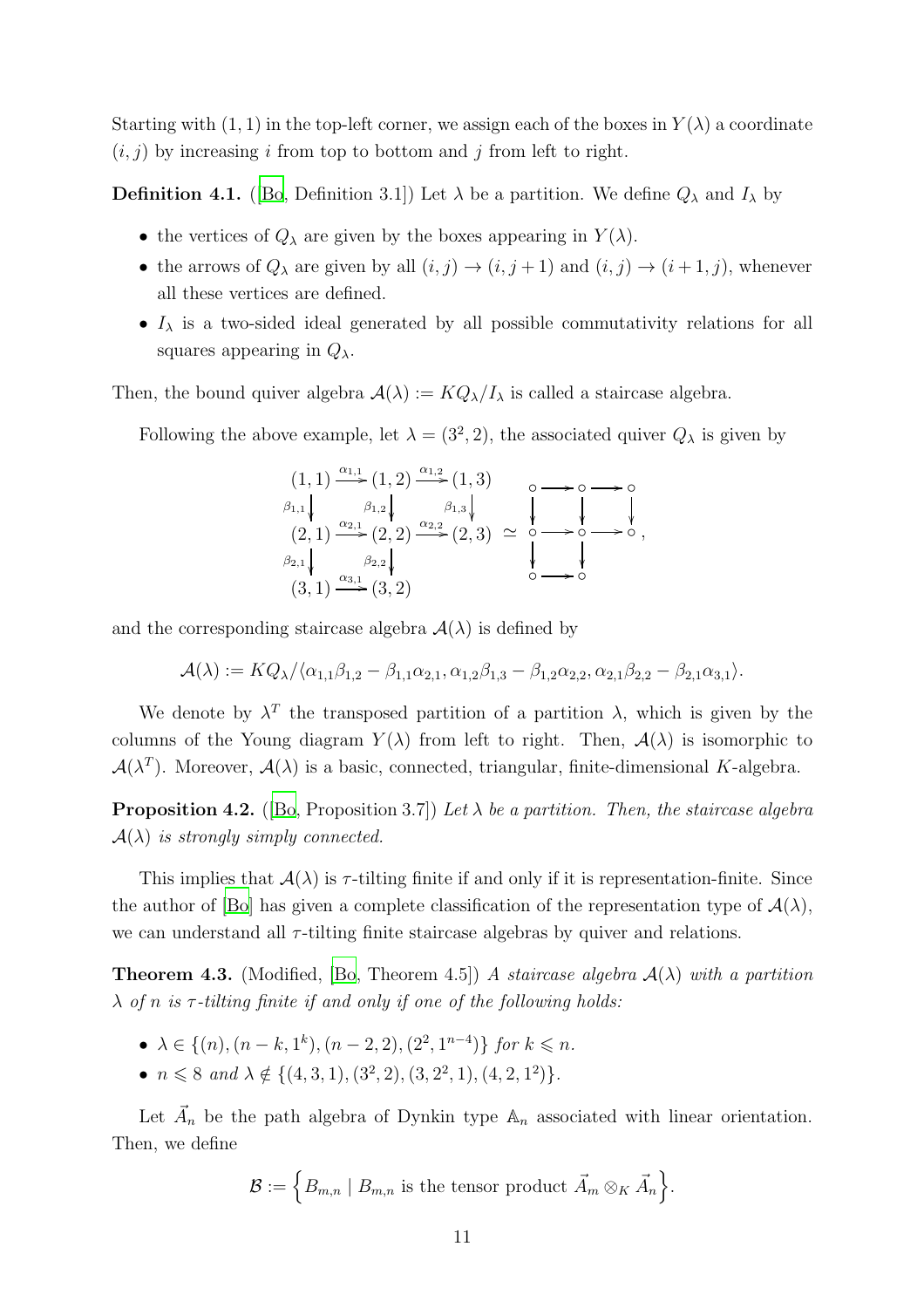Starting with $(1,1)$ in the top-left corner, we assign each of the boxes in $Y(\lambda)$ a coordinate $(i,j)$ by increasing $i$ from top to bottom and $j$ from left to right.

**Definition 4.1.** ([Bo, Definition 3.1]) Let $\lambda$ be a partition. We define $Q_\lambda$ and $I_\lambda$ by

- the vertices of $Q_\lambda$ are given by the boxes appearing in $Y(\lambda)$.
- the arrows of $Q_\lambda$ are given by all $(i,j) \to (i,j+1)$ and $(i,j) \to (i+1,j)$, whenever all these vertices are defined.
- $I_\lambda$ is a two-sided ideal generated by all possible commutativity relations for all squares appearing in $Q_\lambda$.

Then, the bound quiver algebra $\mathcal{A}(\lambda) := KQ_\lambda/I_\lambda$ is called a staircase algebra.

Following the above example, let $\lambda = (3^2, 2)$, the associated quiver $Q_\lambda$ is given by

$$\begin{array}{ccccc} (1,1) & \xrightarrow{\alpha_{1,1}} & (1,2) & \xrightarrow{\alpha_{1,2}} & (1,3) \\ \downarrow{\scriptstyle \beta_{1,1}} & & \downarrow{\scriptstyle \beta_{1,2}} & & \downarrow{\scriptstyle \beta_{1,3}} \\ (2,1) & \xrightarrow{\alpha_{2,1}} & (2,2) & \xrightarrow{\alpha_{2,2}} & (2,3) \\ \downarrow{\scriptstyle \beta_{2,1}} & & \downarrow{\scriptstyle \beta_{2,2}} & & \\ (3,1) & \xrightarrow{\alpha_{3,1}} & (3,2) & & \end{array} \simeq \begin{array}{ccccc} \circ & \longrightarrow & \circ & \longrightarrow & \circ \\ \downarrow & & \downarrow & & \downarrow \\ \circ & \longrightarrow & \circ & \longrightarrow & \circ \\ \downarrow & & \downarrow & & \\ \circ & \longrightarrow & \circ & & \end{array},$$

and the corresponding staircase algebra $\mathcal{A}(\lambda)$ is defined by

$$\mathcal{A}(\lambda) := KQ_\lambda/\langle \alpha_{1,1}\beta_{1,2} - \beta_{1,1}\alpha_{2,1}, \alpha_{1,2}\beta_{1,3} - \beta_{1,2}\alpha_{2,2}, \alpha_{2,1}\beta_{2,2} - \beta_{2,1}\alpha_{3,1}\rangle.$$

We denote by $\lambda^T$ the transposed partition of a partition $\lambda$, which is given by the columns of the Young diagram $Y(\lambda)$ from left to right. Then, $\mathcal{A}(\lambda)$ is isomorphic to $\mathcal{A}(\lambda^T)$. Moreover, $\mathcal{A}(\lambda)$ is a basic, connected, triangular, finite-dimensional $K$-algebra.

**Proposition 4.2.** ([Bo, Proposition 3.7]) *Let $\lambda$ be a partition. Then, the staircase algebra $\mathcal{A}(\lambda)$ is strongly simply connected.*

This implies that $\mathcal{A}(\lambda)$ is $\tau$-tilting finite if and only if it is representation-finite. Since the author of [Bo] has given a complete classification of the representation type of $\mathcal{A}(\lambda)$, we can understand all $\tau$-tilting finite staircase algebras by quiver and relations.

**Theorem 4.3.** (Modified, [Bo, Theorem 4.5]) *A staircase algebra $\mathcal{A}(\lambda)$ with a partition $\lambda$ of $n$ is $\tau$-tilting finite if and only if one of the following holds:*

- $\lambda \in \{(n), (n-k, 1^k), (n-2, 2), (2^2, 1^{n-4})\}$ *for* $k \leqslant n$.
- $n \leqslant 8$ *and* $\lambda \notin \{(4,3,1), (3^2,2), (3,2^2,1), (4,2,1^2)\}$.

Let $\vec{A}_n$ be the path algebra of Dynkin type $\mathbb{A}_n$ associated with linear orientation. Then, we define

$$\mathcal{B} := \Big\{ B_{m,n} \mid B_{m,n} \text{ is the tensor product } \vec{A}_m \otimes_K \vec{A}_n \Big\}.$$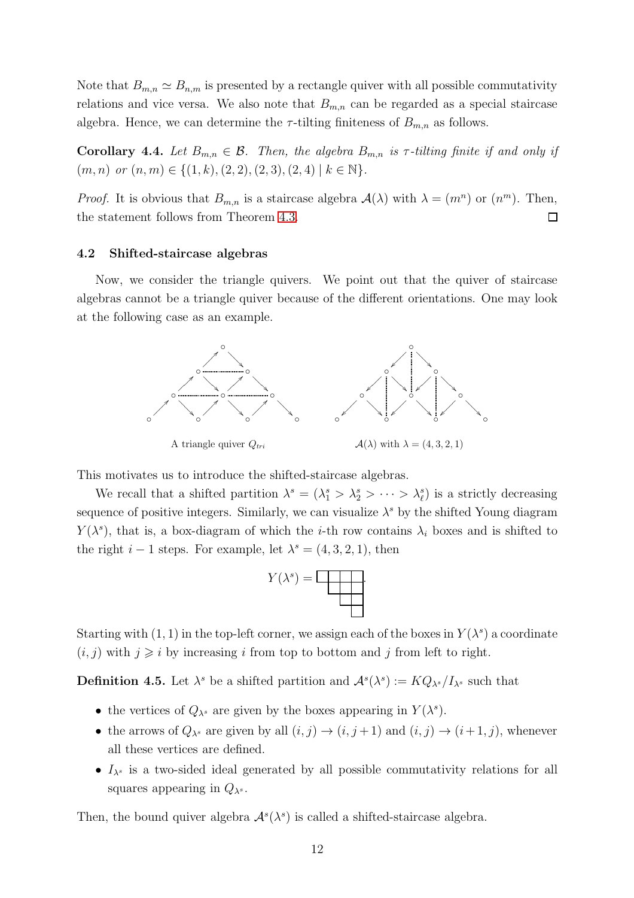Note that $B_{m,n} \simeq B_{n,m}$ is presented by a rectangle quiver with all possible commutativity relations and vice versa. We also note that $B_{m,n}$ can be regarded as a special staircase algebra. Hence, we can determine the $\tau$-tilting finiteness of $B_{m,n}$ as follows.

**Corollary 4.4.** *Let $B_{m,n} \in \mathcal{B}$. Then, the algebra $B_{m,n}$ is $\tau$-tilting finite if and only if $(m,n)$ or $(n,m) \in \{(1,k),(2,2),(2,3),(2,4) \mid k \in \mathbb{N}\}$.*

*Proof.* It is obvious that $B_{m,n}$ is a staircase algebra $\mathcal{A}(\lambda)$ with $\lambda = (m^n)$ or $(n^m)$. Then, the statement follows from Theorem 4.3. □

### 4.2 Shifted-staircase algebras

Now, we consider the triangle quivers. We point out that the quiver of staircase algebras cannot be a triangle quiver because of the different orientations. One may look at the following case as an example.

A triangle quiver $Q_{tri}$ $\qquad\qquad$ $\mathcal{A}(\lambda)$ with $\lambda = (4,3,2,1)$

This motivates us to introduce the shifted-staircase algebras.

We recall that a shifted partition $\lambda^s = (\lambda^s_1 > \lambda^s_2 > \cdots > \lambda^s_\ell)$ is a strictly decreasing sequence of positive integers. Similarly, we can visualize $\lambda^s$ by the shifted Young diagram $Y(\lambda^s)$, that is, a box-diagram of which the $i$-th row contains $\lambda_i$ boxes and is shifted to the right $i-1$ steps. For example, let $\lambda^s = (4,3,2,1)$, then

$Y(\lambda^s) =$ (shifted Young diagram).

Starting with $(1,1)$ in the top-left corner, we assign each of the boxes in $Y(\lambda^s)$ a coordinate $(i,j)$ with $j \geqslant i$ by increasing $i$ from top to bottom and $j$ from left to right.

**Definition 4.5.** Let $\lambda^s$ be a shifted partition and $\mathcal{A}^s(\lambda^s) := KQ_{\lambda^s}/I_{\lambda^s}$ such that

- the vertices of $Q_{\lambda^s}$ are given by the boxes appearing in $Y(\lambda^s)$.
- the arrows of $Q_{\lambda^s}$ are given by all $(i,j) \to (i,j+1)$ and $(i,j) \to (i+1,j)$, whenever all these vertices are defined.
- $I_{\lambda^s}$ is a two-sided ideal generated by all possible commutativity relations for all squares appearing in $Q_{\lambda^s}$.

Then, the bound quiver algebra $\mathcal{A}^s(\lambda^s)$ is called a shifted-staircase algebra.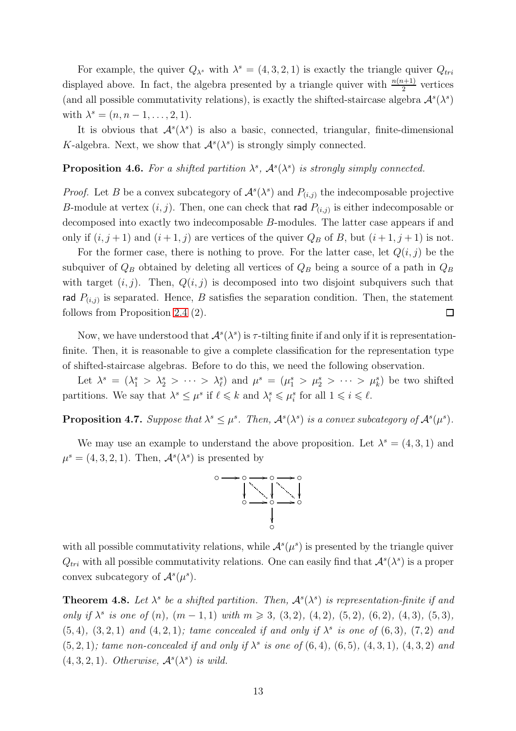For example, the quiver $Q_{\lambda^s}$ with $\lambda^s = (4, 3, 2, 1)$ is exactly the triangle quiver $Q_{tri}$ displayed above. In fact, the algebra presented by a triangle quiver with $\frac{n(n+1)}{2}$ vertices (and all possible commutativity relations), is exactly the shifted-staircase algebra $\mathcal{A}^s(\lambda^s)$ with $\lambda^s = (n, n-1, \ldots, 2, 1)$.

It is obvious that $\mathcal{A}^s(\lambda^s)$ is also a basic, connected, triangular, finite-dimensional $K$-algebra. Next, we show that $\mathcal{A}^s(\lambda^s)$ is strongly simply connected.

**Proposition 4.6.** *For a shifted partition $\lambda^s$, $\mathcal{A}^s(\lambda^s)$ is strongly simply connected.*

*Proof.* Let $B$ be a convex subcategory of $\mathcal{A}^s(\lambda^s)$ and $P_{(i,j)}$ the indecomposable projective $B$-module at vertex $(i, j)$. Then, one can check that $\mathsf{rad}\ P_{(i,j)}$ is either indecomposable or decomposed into exactly two indecomposable $B$-modules. The latter case appears if and only if $(i, j+1)$ and $(i+1, j)$ are vertices of the quiver $Q_B$ of $B$, but $(i+1, j+1)$ is not.

For the former case, there is nothing to prove. For the latter case, let $Q(i, j)$ be the subquiver of $Q_B$ obtained by deleting all vertices of $Q_B$ being a source of a path in $Q_B$ with target $(i, j)$. Then, $Q(i, j)$ is decomposed into two disjoint subquivers such that $\mathsf{rad}\ P_{(i,j)}$ is separated. Hence, $B$ satisfies the separation condition. Then, the statement follows from Proposition 2.4 (2). □

Now, we have understood that $\mathcal{A}^s(\lambda^s)$ is $\tau$-tilting finite if and only if it is representation-finite. Then, it is reasonable to give a complete classification for the representation type of shifted-staircase algebras. Before to do this, we need the following observation.

Let $\lambda^s = (\lambda^s_1 > \lambda^s_2 > \cdots > \lambda^s_\ell)$ and $\mu^s = (\mu^s_1 > \mu^s_2 > \cdots > \mu^s_k)$ be two shifted partitions. We say that $\lambda^s \leq \mu^s$ if $\ell \leqslant k$ and $\lambda^s_i \leqslant \mu^s_i$ for all $1 \leqslant i \leqslant \ell$.

**Proposition 4.7.** *Suppose that $\lambda^s \leq \mu^s$. Then, $\mathcal{A}^s(\lambda^s)$ is a convex subcategory of $\mathcal{A}^s(\mu^s)$.*

We may use an example to understand the above proposition. Let $\lambda^s = (4, 3, 1)$ and $\mu^s = (4, 3, 2, 1)$. Then, $\mathcal{A}^s(\lambda^s)$ is presented by

$$\begin{array}{ccccccc}
\circ & \longrightarrow & \circ & \longrightarrow & \circ & \longrightarrow & \circ \\
 & & \downarrow & \searrow & \downarrow & \searrow & \downarrow \\
 & & \circ & \longrightarrow & \circ & \longrightarrow & \circ \\
 & & & & \downarrow & & \\
 & & & & \circ & &
\end{array}$$

with all possible commutativity relations, while $\mathcal{A}^s(\mu^s)$ is presented by the triangle quiver $Q_{tri}$ with all possible commutativity relations. One can easily find that $\mathcal{A}^s(\lambda^s)$ is a proper convex subcategory of $\mathcal{A}^s(\mu^s)$.

**Theorem 4.8.** *Let $\lambda^s$ be a shifted partition. Then, $\mathcal{A}^s(\lambda^s)$ is representation-finite if and only if $\lambda^s$ is one of $(n)$, $(m-1, 1)$ with $m \geqslant 3$, $(3, 2)$, $(4, 2)$, $(5, 2)$, $(6, 2)$, $(4, 3)$, $(5, 3)$, $(5, 4)$, $(3, 2, 1)$ and $(4, 2, 1)$; tame concealed if and only if $\lambda^s$ is one of $(6, 3)$, $(7, 2)$ and $(5, 2, 1)$; tame non-concealed if and only if $\lambda^s$ is one of $(6, 4)$, $(6, 5)$, $(4, 3, 1)$, $(4, 3, 2)$ and $(4, 3, 2, 1)$. Otherwise, $\mathcal{A}^s(\lambda^s)$ is wild.*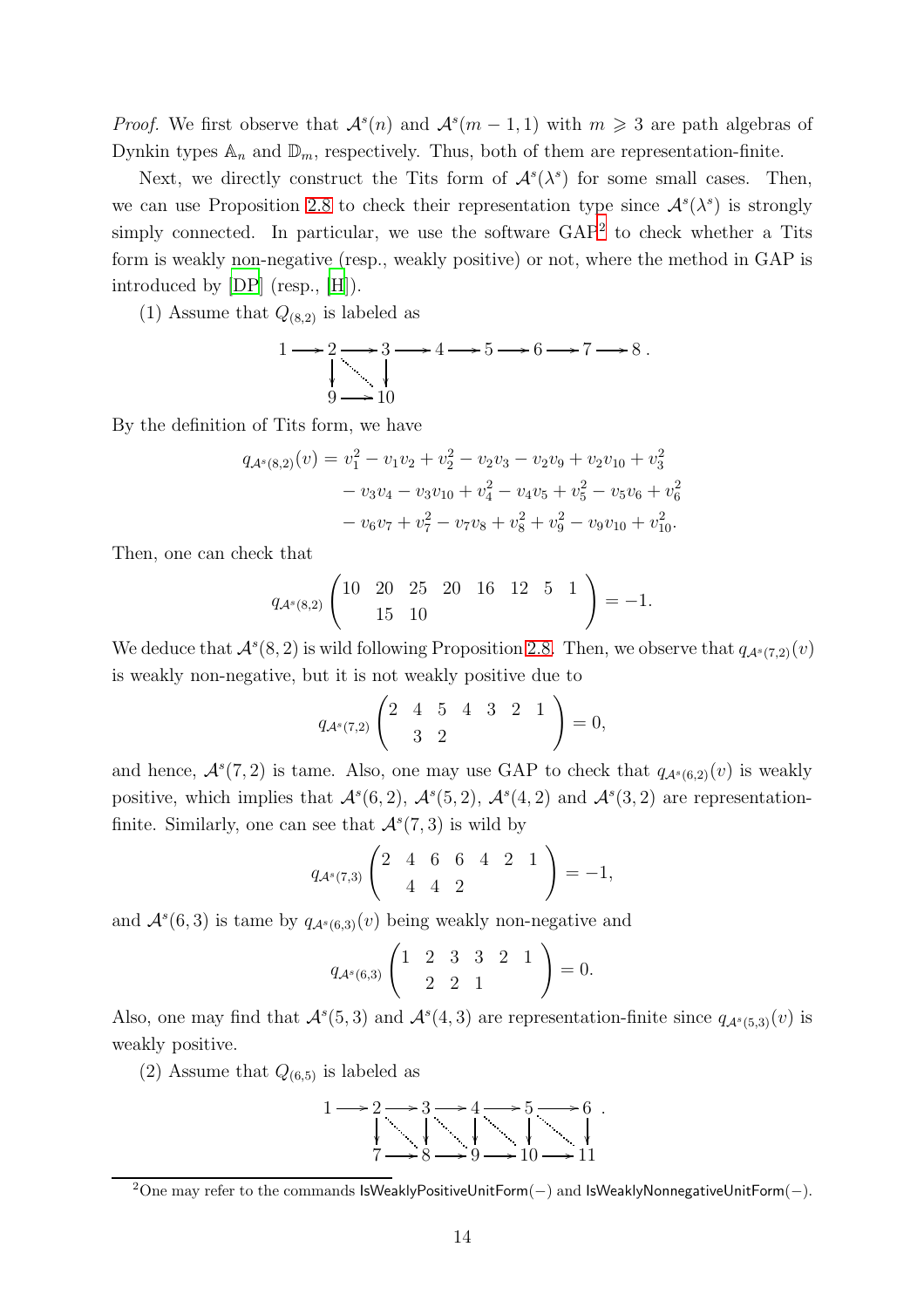*Proof.* We first observe that $\mathcal{A}^s(n)$ and $\mathcal{A}^s(m-1,1)$ with $m \geqslant 3$ are path algebras of Dynkin types $\mathbb{A}_n$ and $\mathbb{D}_m$, respectively. Thus, both of them are representation-finite.

Next, we directly construct the Tits form of $\mathcal{A}^s(\lambda^s)$ for some small cases. Then, we can use Proposition 2.8 to check their representation type since $\mathcal{A}^s(\lambda^s)$ is strongly simply connected. In particular, we use the software GAP[2] to check whether a Tits form is weakly non-negative (resp., weakly positive) or not, where the method in GAP is introduced by [DP] (resp., [H]).

(1) Assume that $Q_{(8,2)}$ is labeled as

$$\begin{array}{ccccccccccccccc} 1 & \longrightarrow & 2 & \longrightarrow & 3 & \longrightarrow & 4 & \longrightarrow & 5 & \longrightarrow & 6 & \longrightarrow & 7 & \longrightarrow & 8\,. \\ & & \downarrow & \ddots & \downarrow & & & & & & & & & & \\ & & 9 & \longrightarrow & 10 & & & & & & & & & & \end{array}$$

By the definition of Tits form, we have

$$\begin{aligned} q_{\mathcal{A}^s(8,2)}(v) = v_1^2 - v_1v_2 + v_2^2 - v_2v_3 - v_2v_9 + v_2v_{10} + v_3^2 \\ - v_3v_4 - v_3v_{10} + v_4^2 - v_4v_5 + v_5^2 - v_5v_6 + v_6^2 \\ - v_6v_7 + v_7^2 - v_7v_8 + v_8^2 + v_9^2 - v_9v_{10} + v_{10}^2. \end{aligned}$$

Then, one can check that

$$q_{\mathcal{A}^s(8,2)} \begin{pmatrix} 10 & 20 & 25 & 20 & 16 & 12 & 5 & 1 \\ & 15 & 10 & & & & & \end{pmatrix} = -1.$$

We deduce that $\mathcal{A}^s(8,2)$ is wild following Proposition 2.8. Then, we observe that $q_{\mathcal{A}^s(7,2)}(v)$ is weakly non-negative, but it is not weakly positive due to

$$q_{\mathcal{A}^s(7,2)} \begin{pmatrix} 2 & 4 & 5 & 4 & 3 & 2 & 1 \\ & 3 & 2 & & & & \end{pmatrix} = 0,$$

and hence, $\mathcal{A}^s(7,2)$ is tame. Also, one may use GAP to check that $q_{\mathcal{A}^s(6,2)}(v)$ is weakly positive, which implies that $\mathcal{A}^s(6,2)$, $\mathcal{A}^s(5,2)$, $\mathcal{A}^s(4,2)$ and $\mathcal{A}^s(3,2)$ are representation-finite. Similarly, one can see that $\mathcal{A}^s(7,3)$ is wild by

$$q_{\mathcal{A}^s(7,3)} \begin{pmatrix} 2 & 4 & 6 & 6 & 4 & 2 & 1 \\ & 4 & 4 & 2 & & & \end{pmatrix} = -1,$$

and $\mathcal{A}^s(6,3)$ is tame by $q_{\mathcal{A}^s(6,3)}(v)$ being weakly non-negative and

$$q_{\mathcal{A}^s(6,3)} \begin{pmatrix} 1 & 2 & 3 & 3 & 2 & 1 \\ & 2 & 2 & 1 & & \end{pmatrix} = 0.$$

Also, one may find that $\mathcal{A}^s(5,3)$ and $\mathcal{A}^s(4,3)$ are representation-finite since $q_{\mathcal{A}^s(5,3)}(v)$ is weakly positive.

(2) Assume that $Q_{(6,5)}$ is labeled as

$$\begin{array}{ccccccccccc} 1 & \longrightarrow & 2 & \longrightarrow & 3 & \longrightarrow & 4 & \longrightarrow & 5 & \longrightarrow & 6\,. \\ & & \downarrow & \ddots & \downarrow & \ddots & \downarrow & \ddots & \downarrow & \ddots & \downarrow \\ & & 7 & \longrightarrow & 8 & \longrightarrow & 9 & \longrightarrow & 10 & \longrightarrow & 11 \end{array}$$

[2] One may refer to the commands IsWeaklyPositiveUnitForm(−) and IsWeaklyNonnegativeUnitForm(−).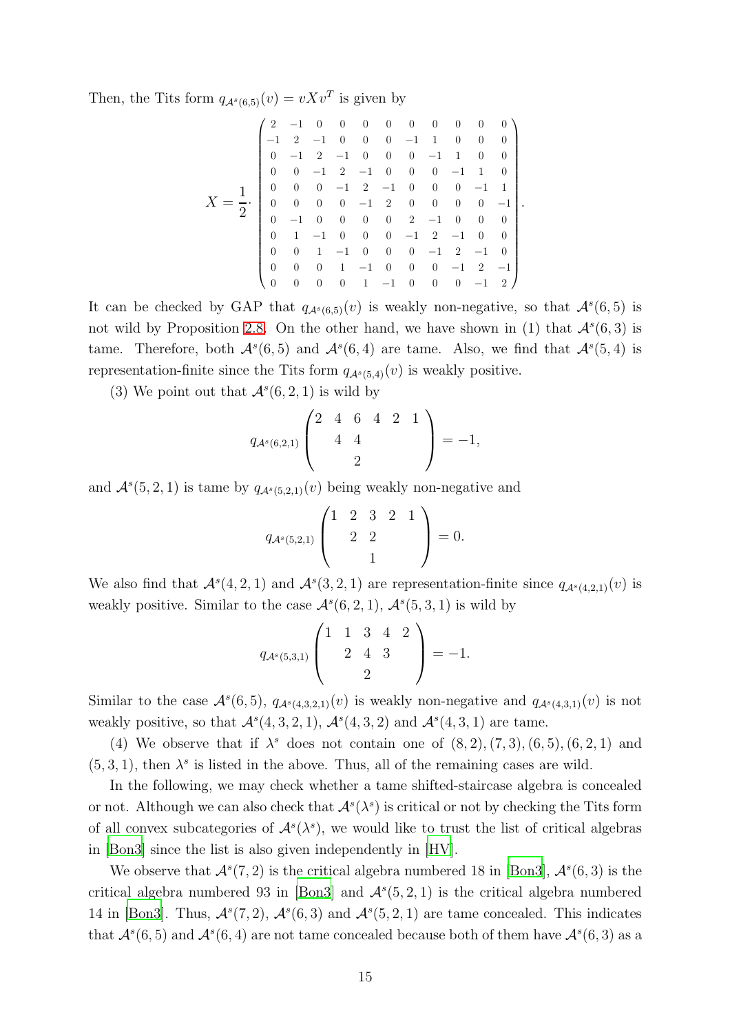Then, the Tits form $q_{\mathcal{A}^s(6,5)}(v) = vXv^T$ is given by

$$X = \frac{1}{2}\cdot \begin{pmatrix} 2 & -1 & 0 & 0 & 0 & 0 & 0 & 0 & 0 & 0 & 0 \\ -1 & 2 & -1 & 0 & 0 & 0 & -1 & 1 & 0 & 0 & 0 \\ 0 & -1 & 2 & -1 & 0 & 0 & 0 & -1 & 1 & 0 & 0 \\ 0 & 0 & -1 & 2 & -1 & 0 & 0 & 0 & -1 & 1 & 0 \\ 0 & 0 & 0 & -1 & 2 & -1 & 0 & 0 & 0 & -1 & 1 \\ 0 & 0 & 0 & 0 & -1 & 2 & 0 & 0 & 0 & 0 & -1 \\ 0 & -1 & 0 & 0 & 0 & 0 & 2 & -1 & 0 & 0 & 0 \\ 0 & 1 & -1 & 0 & 0 & 0 & -1 & 2 & -1 & 0 & 0 \\ 0 & 0 & 1 & -1 & 0 & 0 & 0 & -1 & 2 & -1 & 0 \\ 0 & 0 & 0 & 1 & -1 & 0 & 0 & 0 & -1 & 2 & -1 \\ 0 & 0 & 0 & 0 & 1 & -1 & 0 & 0 & 0 & -1 & 2 \end{pmatrix}.$$

It can be checked by GAP that $q_{\mathcal{A}^s(6,5)}(v)$ is weakly non-negative, so that $\mathcal{A}^s(6,5)$ is not wild by Proposition 2.8. On the other hand, we have shown in (1) that $\mathcal{A}^s(6,3)$ is tame. Therefore, both $\mathcal{A}^s(6,5)$ and $\mathcal{A}^s(6,4)$ are tame. Also, we find that $\mathcal{A}^s(5,4)$ is representation-finite since the Tits form $q_{\mathcal{A}^s(5,4)}(v)$ is weakly positive.

(3) We point out that $\mathcal{A}^s(6,2,1)$ is wild by

$$q_{\mathcal{A}^s(6,2,1)} \begin{pmatrix} 2 & 4 & 6 & 4 & 2 & 1 \\ & 4 & 4 & & & \\ & & 2 & & & \end{pmatrix} = -1,$$

and $\mathcal{A}^s(5,2,1)$ is tame by $q_{\mathcal{A}^s(5,2,1)}(v)$ being weakly non-negative and

$$q_{\mathcal{A}^s(5,2,1)} \begin{pmatrix} 1 & 2 & 3 & 2 & 1 \\ & 2 & 2 & & \\ & & 1 & & \end{pmatrix} = 0.$$

We also find that $\mathcal{A}^s(4,2,1)$ and $\mathcal{A}^s(3,2,1)$ are representation-finite since $q_{\mathcal{A}^s(4,2,1)}(v)$ is weakly positive. Similar to the case $\mathcal{A}^s(6,2,1)$, $\mathcal{A}^s(5,3,1)$ is wild by

$$q_{\mathcal{A}^s(5,3,1)} \begin{pmatrix} 1 & 1 & 3 & 4 & 2 \\ & 2 & 4 & 3 & \\ & & 2 & & \end{pmatrix} = -1.$$

Similar to the case $\mathcal{A}^s(6,5)$, $q_{\mathcal{A}^s(4,3,2,1)}(v)$ is weakly non-negative and $q_{\mathcal{A}^s(4,3,1)}(v)$ is not weakly positive, so that $\mathcal{A}^s(4,3,2,1)$, $\mathcal{A}^s(4,3,2)$ and $\mathcal{A}^s(4,3,1)$ are tame.

(4) We observe that if $\lambda^s$ does not contain one of $(8,2), (7,3), (6,5), (6,2,1)$ and $(5,3,1)$, then $\lambda^s$ is listed in the above. Thus, all of the remaining cases are wild.

In the following, we may check whether a tame shifted-staircase algebra is concealed or not. Although we can also check that $\mathcal{A}^s(\lambda^s)$ is critical or not by checking the Tits form of all convex subcategories of $\mathcal{A}^s(\lambda^s)$, we would like to trust the list of critical algebras in [Bon3] since the list is also given independently in [HV].

We observe that $\mathcal{A}^s(7,2)$ is the critical algebra numbered 18 in [Bon3], $\mathcal{A}^s(6,3)$ is the critical algebra numbered 93 in [Bon3] and $\mathcal{A}^s(5,2,1)$ is the critical algebra numbered 14 in [Bon3]. Thus, $\mathcal{A}^s(7,2)$, $\mathcal{A}^s(6,3)$ and $\mathcal{A}^s(5,2,1)$ are tame concealed. This indicates that $\mathcal{A}^s(6,5)$ and $\mathcal{A}^s(6,4)$ are not tame concealed because both of them have $\mathcal{A}^s(6,3)$ as a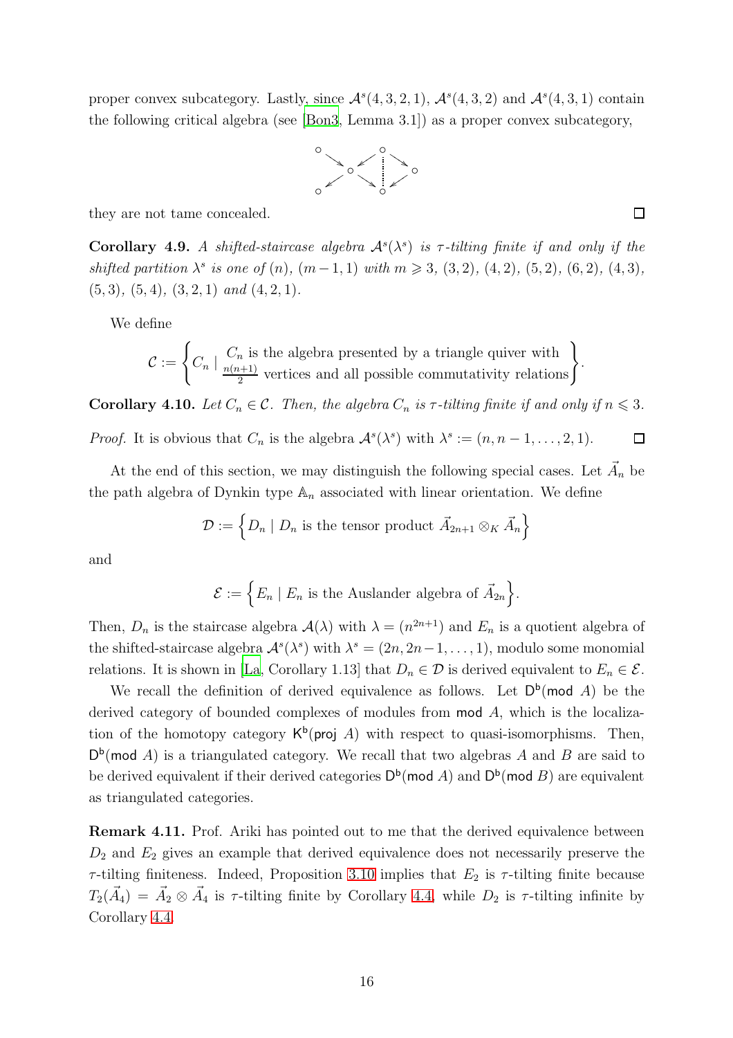proper convex subcategory. Lastly, since $\mathcal{A}^s(4,3,2,1)$, $\mathcal{A}^s(4,3,2)$ and $\mathcal{A}^s(4,3,1)$ contain the following critical algebra (see [Bon3, Lemma 3.1]) as a proper convex subcategory,

they are not tame concealed. □

**Corollary 4.9.** *A shifted-staircase algebra $\mathcal{A}^s(\lambda^s)$ is $\tau$-tilting finite if and only if the shifted partition $\lambda^s$ is one of $(n)$, $(m-1,1)$ with $m \geqslant 3$, $(3,2)$, $(4,2)$, $(5,2)$, $(6,2)$, $(4,3)$, $(5,3)$, $(5,4)$, $(3,2,1)$ and $(4,2,1)$.*

We define

$$\mathcal{C} := \left\{ C_n \mid \begin{array}{c} C_n \text{ is the algebra presented by a triangle quiver with} \\ \frac{n(n+1)}{2} \text{ vertices and all possible commutativity relations} \end{array} \right\}.$$

**Corollary 4.10.** *Let $C_n \in \mathcal{C}$. Then, the algebra $C_n$ is $\tau$-tilting finite if and only if $n \leqslant 3$.*

*Proof.* It is obvious that $C_n$ is the algebra $\mathcal{A}^s(\lambda^s)$ with $\lambda^s := (n, n-1, \ldots, 2, 1)$. □

At the end of this section, we may distinguish the following special cases. Let $\vec{A}_n$ be the path algebra of Dynkin type $\mathbb{A}_n$ associated with linear orientation. We define

$$\mathcal{D} := \left\{ D_n \mid D_n \text{ is the tensor product } \vec{A}_{2n+1} \otimes_K \vec{A}_n \right\}$$

and

$$\mathcal{E} := \left\{ E_n \mid E_n \text{ is the Auslander algebra of } \vec{A}_{2n} \right\}.$$

Then, $D_n$ is the staircase algebra $\mathcal{A}(\lambda)$ with $\lambda = (n^{2n+1})$ and $E_n$ is a quotient algebra of the shifted-staircase algebra $\mathcal{A}^s(\lambda^s)$ with $\lambda^s = (2n, 2n-1, \ldots, 1)$, modulo some monomial relations. It is shown in [La, Corollary 1.13] that $D_n \in \mathcal{D}$ is derived equivalent to $E_n \in \mathcal{E}$.

We recall the definition of derived equivalence as follows. Let $\mathsf{D}^\mathsf{b}(\mathsf{mod}\ A)$ be the derived category of bounded complexes of modules from $\mathsf{mod}\ A$, which is the localization of the homotopy category $\mathsf{K}^\mathsf{b}(\mathsf{proj}\ A)$ with respect to quasi-isomorphisms. Then, $\mathsf{D}^\mathsf{b}(\mathsf{mod}\ A)$ is a triangulated category. We recall that two algebras $A$ and $B$ are said to be derived equivalent if their derived categories $\mathsf{D}^\mathsf{b}(\mathsf{mod}\ A)$ and $\mathsf{D}^\mathsf{b}(\mathsf{mod}\ B)$ are equivalent as triangulated categories.

**Remark 4.11.** Prof. Ariki has pointed out to me that the derived equivalence between $D_2$ and $E_2$ gives an example that derived equivalence does not necessarily preserve the $\tau$-tilting finiteness. Indeed, Proposition 3.10 implies that $E_2$ is $\tau$-tilting finite because $T_2(\vec{A}_4) = \vec{A}_2 \otimes \vec{A}_4$ is $\tau$-tilting finite by Corollary 4.4, while $D_2$ is $\tau$-tilting infinite by Corollary 4.4.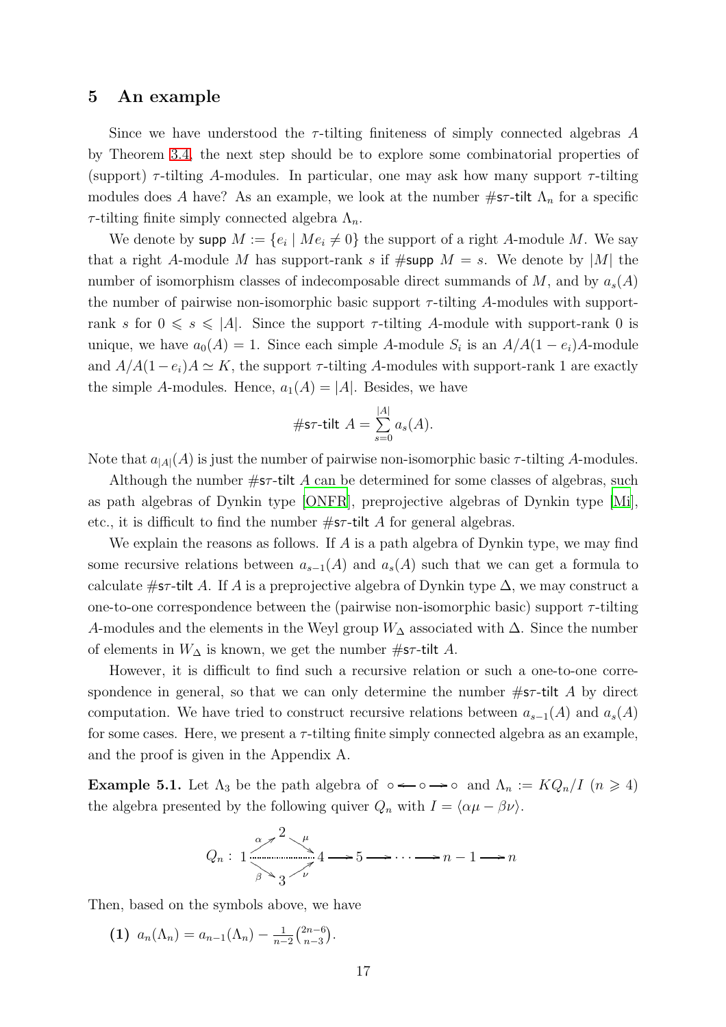## 5 An example

Since we have understood the $\tau$-tilting finiteness of simply connected algebras $A$ by Theorem 3.4, the next step should be to explore some combinatorial properties of (support) $\tau$-tilting $A$-modules. In particular, one may ask how many support $\tau$-tilting modules does $A$ have? As an example, we look at the number $\#\mathsf{s\tau\text{-}tilt}\ \Lambda_n$ for a specific $\tau$-tilting finite simply connected algebra $\Lambda_n$.

We denote by $\mathsf{supp}\ M := \{e_i \mid Me_i \neq 0\}$ the support of a right $A$-module $M$. We say that a right $A$-module $M$ has support-rank $s$ if $\#\mathsf{supp}\ M = s$. We denote by $|M|$ the number of isomorphism classes of indecomposable direct summands of $M$, and by $a_s(A)$ the number of pairwise non-isomorphic basic support $\tau$-tilting $A$-modules with support-rank $s$ for $0 \leqslant s \leqslant |A|$. Since the support $\tau$-tilting $A$-module with support-rank 0 is unique, we have $a_0(A) = 1$. Since each simple $A$-module $S_i$ is an $A/A(1-e_i)A$-module and $A/A(1-e_i)A \simeq K$, the support $\tau$-tilting $A$-modules with support-rank 1 are exactly the simple $A$-modules. Hence, $a_1(A) = |A|$. Besides, we have

$$\#\mathsf{s\tau\text{-}tilt}\ A = \sum_{s=0}^{|A|} a_s(A).$$

Note that $a_{|A|}(A)$ is just the number of pairwise non-isomorphic basic $\tau$-tilting $A$-modules.

Although the number $\#\mathsf{s\tau\text{-}tilt}\ A$ can be determined for some classes of algebras, such as path algebras of Dynkin type [ONFR], preprojective algebras of Dynkin type [Mi], etc., it is difficult to find the number $\#\mathsf{s\tau\text{-}tilt}\ A$ for general algebras.

We explain the reasons as follows. If $A$ is a path algebra of Dynkin type, we may find some recursive relations between $a_{s-1}(A)$ and $a_s(A)$ such that we can get a formula to calculate $\#\mathsf{s\tau\text{-}tilt}\ A$. If $A$ is a preprojective algebra of Dynkin type $\Delta$, we may construct a one-to-one correspondence between the (pairwise non-isomorphic basic) support $\tau$-tilting $A$-modules and the elements in the Weyl group $W_\Delta$ associated with $\Delta$. Since the number of elements in $W_\Delta$ is known, we get the number $\#\mathsf{s\tau\text{-}tilt}\ A$.

However, it is difficult to find such a recursive relation or such a one-to-one correspondence in general, so that we can only determine the number $\#\mathsf{s\tau\text{-}tilt}\ A$ by direct computation. We have tried to construct recursive relations between $a_{s-1}(A)$ and $a_s(A)$ for some cases. Here, we present a $\tau$-tilting finite simply connected algebra as an example, and the proof is given in the Appendix A.

**Example 5.1.** Let $\Lambda_3$ be the path algebra of $\circ \longleftarrow \circ \longrightarrow \circ$ and $\Lambda_n := KQ_n/I$ $(n \geqslant 4)$ the algebra presented by the following quiver $Q_n$ with $I = \langle \alpha\mu - \beta\nu \rangle$.

$$Q_n:\ \begin{array}{ccccccccccc} & & 2 & & & & & & & & \\ & \overset{\alpha}{\nearrow} & & \overset{\mu}{\searrow} & & & & & & & \\ 1 & \cdots & \cdots & \cdots & 4 & \longrightarrow & 5 & \longrightarrow \cdots \longrightarrow & n-1 & \longrightarrow & n \\ & \underset{\beta}{\searrow} & & \underset{\nu}{\nearrow} & & & & & & & \\ & & 3 & & & & & & & & \end{array}$$

Then, based on the symbols above, we have

**(1)** $a_n(\Lambda_n) = a_{n-1}(\Lambda_n) - \frac{1}{n-2}\binom{2n-6}{n-3}$.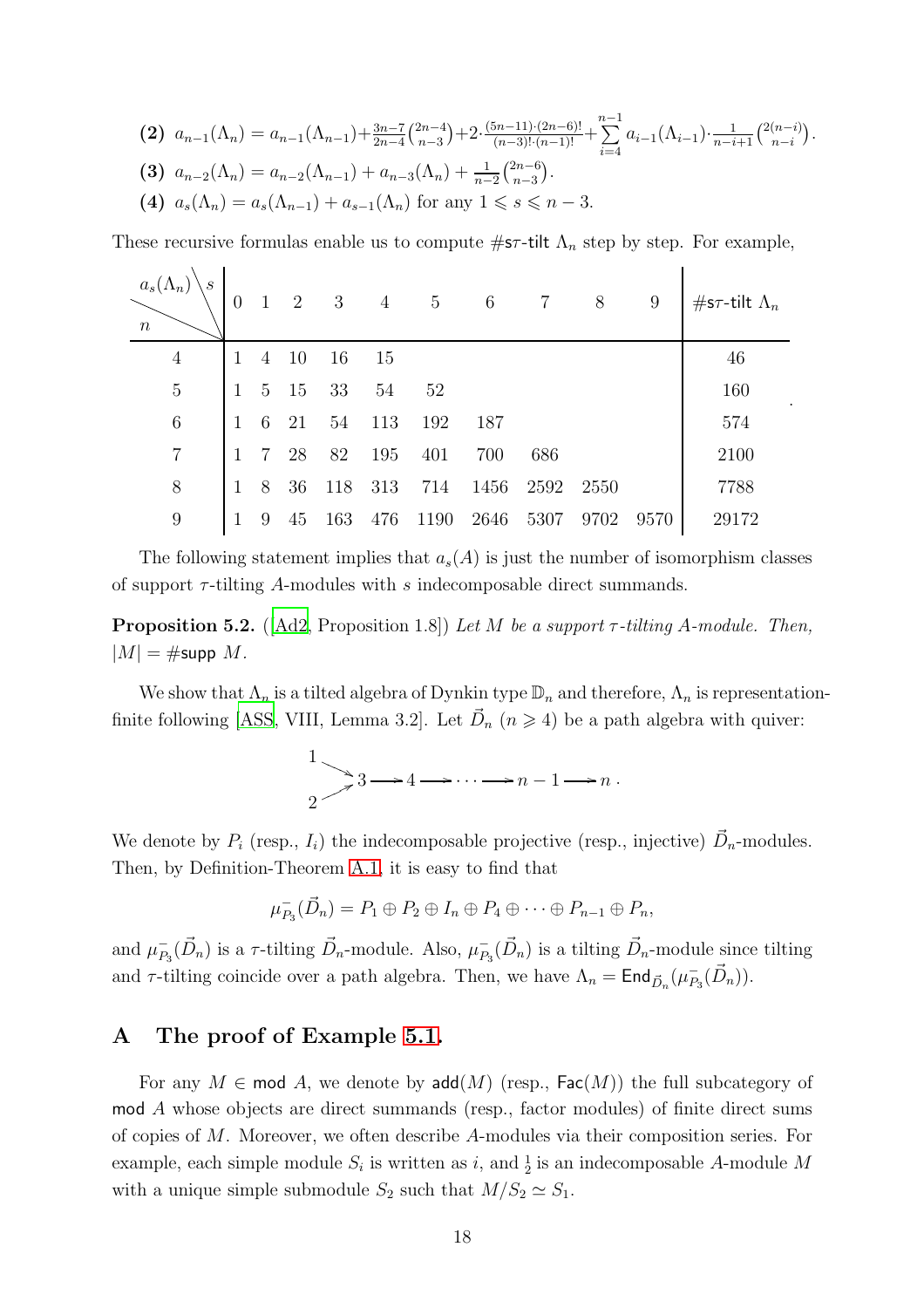**(2)** $a_{n-1}(\Lambda_n) = a_{n-1}(\Lambda_{n-1}) + \frac{3n-7}{2n-4}\binom{2n-4}{n-3} + 2\cdot\frac{(5n-11)\cdot(2n-6)!}{(n-3)!\cdot(n-1)!} + \sum_{i=4}^{n-1} a_{i-1}(\Lambda_{i-1})\cdot\frac{1}{n-i+1}\binom{2(n-i)}{n-i}$.

**(3)** $a_{n-2}(\Lambda_n) = a_{n-2}(\Lambda_{n-1}) + a_{n-3}(\Lambda_n) + \frac{1}{n-2}\binom{2n-6}{n-3}$.

**(4)** $a_s(\Lambda_n) = a_s(\Lambda_{n-1}) + a_{s-1}(\Lambda_n)$ for any $1 \leqslant s \leqslant n-3$.

These recursive formulas enable us to compute $\#\mathsf{s}\tau\text{-}\mathsf{tilt}\ \Lambda_n$ step by step. For example,

| $a_s(\Lambda_n)$ \ $s$ / $n$ | 0 | 1 | 2 | 3 | 4 | 5 | 6 | 7 | 8 | 9 | $\#\mathsf{s}\tau\text{-}\mathsf{tilt}\ \Lambda_n$ |
|---|---|---|---|---|---|---|---|---|---|---|---|
| 4 | 1 | 4 | 10 | 16 | 15 | | | | | | 46 |
| 5 | 1 | 5 | 15 | 33 | 54 | 52 | | | | | 160 |
| 6 | 1 | 6 | 21 | 54 | 113 | 192 | 187 | | | | 574 |
| 7 | 1 | 7 | 28 | 82 | 195 | 401 | 700 | 686 | | | 2100 |
| 8 | 1 | 8 | 36 | 118 | 313 | 714 | 1456 | 2592 | 2550 | | 7788 |
| 9 | 1 | 9 | 45 | 163 | 476 | 1190 | 2646 | 5307 | 9702 | 9570 | 29172 |

The following statement implies that $a_s(A)$ is just the number of isomorphism classes of support $\tau$-tilting $A$-modules with $s$ indecomposable direct summands.

**Proposition 5.2.** ([Ad2, Proposition 1.8]) *Let $M$ be a support $\tau$-tilting $A$-module. Then, $|M| = \#\mathsf{supp}\ M$.*

We show that $\Lambda_n$ is a tilted algebra of Dynkin type $\mathbb{D}_n$ and therefore, $\Lambda_n$ is representation-finite following [ASS, VIII, Lemma 3.2]. Let $\vec{D}_n$ ($n \geqslant 4$) be a path algebra with quiver:

$$\begin{array}{l} 1 \searrow \\ \quad\quad 3 \longrightarrow 4 \longrightarrow \cdots \longrightarrow n-1 \longrightarrow n\,. \\ 2 \nearrow \end{array}$$

We denote by $P_i$ (resp., $I_i$) the indecomposable projective (resp., injective) $\vec{D}_n$-modules. Then, by Definition-Theorem A.1, it is easy to find that

$$\mu^-_{P_3}(\vec{D}_n) = P_1 \oplus P_2 \oplus I_n \oplus P_4 \oplus \cdots \oplus P_{n-1} \oplus P_n,$$

and $\mu^-_{P_3}(\vec{D}_n)$ is a $\tau$-tilting $\vec{D}_n$-module. Also, $\mu^-_{P_3}(\vec{D}_n)$ is a tilting $\vec{D}_n$-module since tilting and $\tau$-tilting coincide over a path algebra. Then, we have $\Lambda_n = \mathsf{End}_{\vec{D}_n}(\mu^-_{P_3}(\vec{D}_n))$.

## A The proof of Example 5.1.

For any $M \in \mathsf{mod}\ A$, we denote by $\mathsf{add}(M)$ (resp., $\mathsf{Fac}(M)$) the full subcategory of $\mathsf{mod}\ A$ whose objects are direct summands (resp., factor modules) of finite direct sums of copies of $M$. Moreover, we often describe $A$-modules via their composition series. For example, each simple module $S_i$ is written as $i$, and $\substack{1\\2}$ is an indecomposable $A$-module $M$ with a unique simple submodule $S_2$ such that $M/S_2 \simeq S_1$.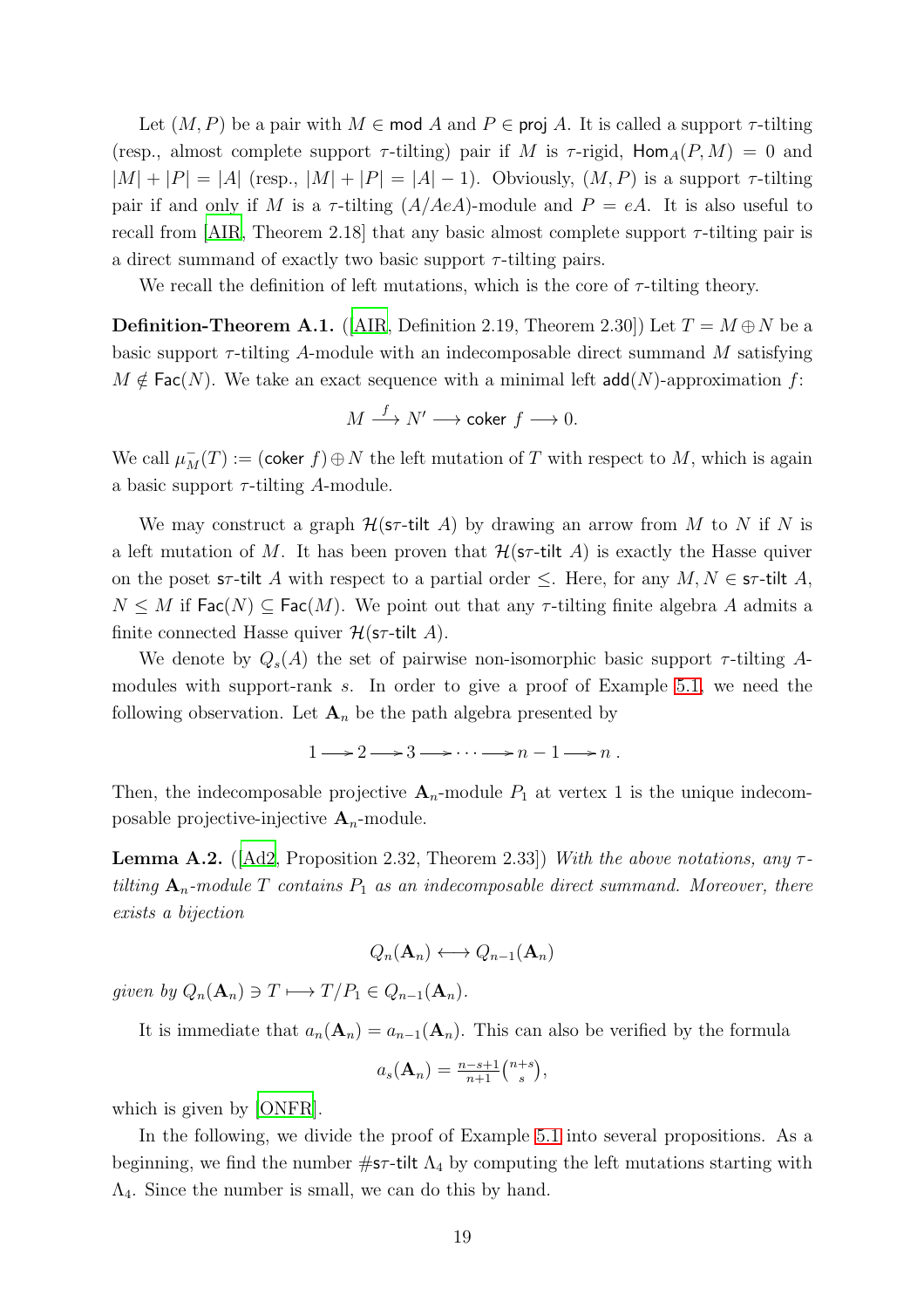Let $(M, P)$ be a pair with $M \in \mathsf{mod}\ A$ and $P \in \mathsf{proj}\ A$. It is called a support $\tau$-tilting (resp., almost complete support $\tau$-tilting) pair if $M$ is $\tau$-rigid, $\mathsf{Hom}_A(P, M) = 0$ and $|M| + |P| = |A|$ (resp., $|M| + |P| = |A| - 1$). Obviously, $(M, P)$ is a support $\tau$-tilting pair if and only if $M$ is a $\tau$-tilting $(A/AeA)$-module and $P = eA$. It is also useful to recall from [AIR, Theorem 2.18] that any basic almost complete support $\tau$-tilting pair is a direct summand of exactly two basic support $\tau$-tilting pairs.

We recall the definition of left mutations, which is the core of $\tau$-tilting theory.

**Definition-Theorem A.1.** ([AIR, Definition 2.19, Theorem 2.30]) Let $T = M \oplus N$ be a basic support $\tau$-tilting $A$-module with an indecomposable direct summand $M$ satisfying $M \notin \mathsf{Fac}(N)$. We take an exact sequence with a minimal left $\mathsf{add}(N)$-approximation $f$:

$$M \xrightarrow{f} N' \longrightarrow \mathsf{coker}\ f \longrightarrow 0.$$

We call $\mu_M^-(T) := (\mathsf{coker}\ f) \oplus N$ the left mutation of $T$ with respect to $M$, which is again a basic support $\tau$-tilting $A$-module.

We may construct a graph $\mathcal{H}(\mathsf{s}\tau\text{-}\mathsf{tilt}\ A)$ by drawing an arrow from $M$ to $N$ if $N$ is a left mutation of $M$. It has been proven that $\mathcal{H}(\mathsf{s}\tau\text{-}\mathsf{tilt}\ A)$ is exactly the Hasse quiver on the poset $\mathsf{s}\tau\text{-}\mathsf{tilt}\ A$ with respect to a partial order $\leq$. Here, for any $M, N \in \mathsf{s}\tau\text{-}\mathsf{tilt}\ A$, $N \leq M$ if $\mathsf{Fac}(N) \subseteq \mathsf{Fac}(M)$. We point out that any $\tau$-tilting finite algebra $A$ admits a finite connected Hasse quiver $\mathcal{H}(\mathsf{s}\tau\text{-}\mathsf{tilt}\ A)$.

We denote by $Q_s(A)$ the set of pairwise non-isomorphic basic support $\tau$-tilting $A$-modules with support-rank $s$. In order to give a proof of Example 5.1, we need the following observation. Let $\mathbf{A}_n$ be the path algebra presented by

$$1 \longrightarrow 2 \longrightarrow 3 \longrightarrow \cdots \longrightarrow n-1 \longrightarrow n\ .$$

Then, the indecomposable projective $\mathbf{A}_n$-module $P_1$ at vertex 1 is the unique indecomposable projective-injective $\mathbf{A}_n$-module.

**Lemma A.2.** ([Ad2, Proposition 2.32, Theorem 2.33]) *With the above notations, any $\tau$-tilting $\mathbf{A}_n$-module $T$ contains $P_1$ as an indecomposable direct summand. Moreover, there exists a bijection*

$$Q_n(\mathbf{A}_n) \longleftrightarrow Q_{n-1}(\mathbf{A}_n)$$

*given by $Q_n(\mathbf{A}_n) \ni T \longmapsto T/P_1 \in Q_{n-1}(\mathbf{A}_n)$.*

It is immediate that $a_n(\mathbf{A}_n) = a_{n-1}(\mathbf{A}_n)$. This can also be verified by the formula

$$a_s(\mathbf{A}_n) = \tfrac{n-s+1}{n+1}\tbinom{n+s}{s},$$

which is given by [ONFR].

In the following, we divide the proof of Example 5.1 into several propositions. As a beginning, we find the number $\#\mathsf{s}\tau\text{-}\mathsf{tilt}\ \Lambda_4$ by computing the left mutations starting with $\Lambda_4$. Since the number is small, we can do this by hand.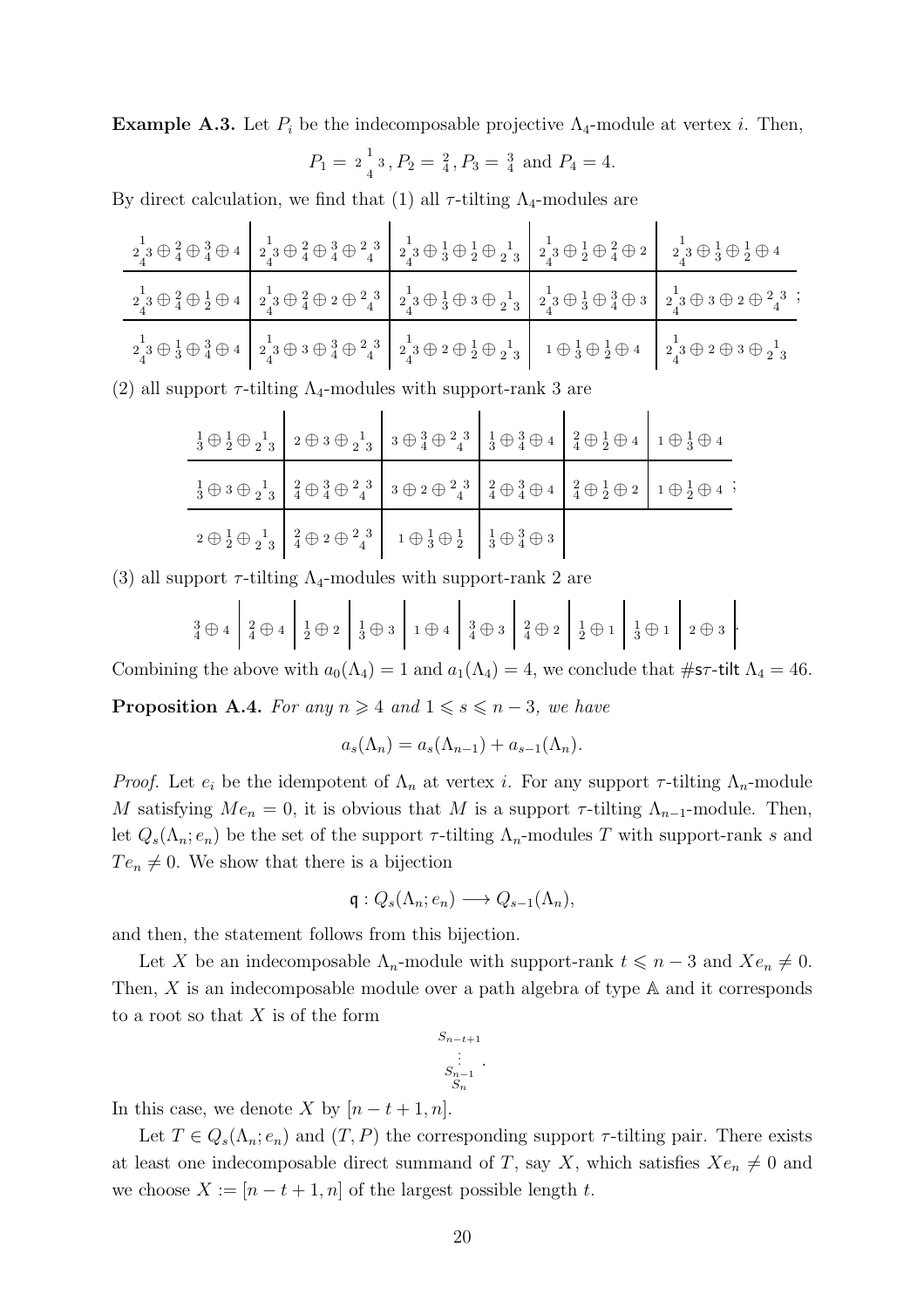**Example A.3.** Let $P_i$ be the indecomposable projective $\Lambda_4$-module at vertex $i$. Then,

$$P_1 = \begin{smallmatrix}&1&\\2&&3\\&4&\end{smallmatrix}, P_2 = \begin{smallmatrix}2\\4\end{smallmatrix}, P_3 = \begin{smallmatrix}3\\4\end{smallmatrix} \text{ and } P_4 = 4.$$

By direct calculation, we find that (1) all $\tau$-tilting $\Lambda_4$-modules are

| | | | | |
|---|---|---|---|---|
| $\begin{smallmatrix}&1&\\2&&3\\&4&\end{smallmatrix}\oplus\begin{smallmatrix}2\\4\end{smallmatrix}\oplus\begin{smallmatrix}3\\4\end{smallmatrix}\oplus 4$ | $\begin{smallmatrix}&1&\\2&&3\\&4&\end{smallmatrix}\oplus\begin{smallmatrix}2\\4\end{smallmatrix}\oplus\begin{smallmatrix}3\\4\end{smallmatrix}\oplus\begin{smallmatrix}2&&3\\&4&\end{smallmatrix}$ | $\begin{smallmatrix}&1&\\2&&3\\&4&\end{smallmatrix}\oplus\begin{smallmatrix}1\\3\end{smallmatrix}\oplus\begin{smallmatrix}1\\2\end{smallmatrix}\oplus\begin{smallmatrix}&1&\\2&&3\end{smallmatrix}$ | $\begin{smallmatrix}&1&\\2&&3\\&4&\end{smallmatrix}\oplus\begin{smallmatrix}1\\2\end{smallmatrix}\oplus\begin{smallmatrix}2\\4\end{smallmatrix}\oplus 2$ | $\begin{smallmatrix}&1&\\2&&3\\&4&\end{smallmatrix}\oplus\begin{smallmatrix}1\\3\end{smallmatrix}\oplus\begin{smallmatrix}1\\2\end{smallmatrix}\oplus 4$ |
| $\begin{smallmatrix}&1&\\2&&3\\&4&\end{smallmatrix}\oplus\begin{smallmatrix}2\\4\end{smallmatrix}\oplus\begin{smallmatrix}1\\2\end{smallmatrix}\oplus 4$ | $\begin{smallmatrix}&1&\\2&&3\\&4&\end{smallmatrix}\oplus\begin{smallmatrix}2\\4\end{smallmatrix}\oplus 2\oplus\begin{smallmatrix}2&&3\\&4&\end{smallmatrix}$ | $\begin{smallmatrix}&1&\\2&&3\\&4&\end{smallmatrix}\oplus\begin{smallmatrix}1\\3\end{smallmatrix}\oplus 3\oplus\begin{smallmatrix}&1&\\2&&3\end{smallmatrix}$ | $\begin{smallmatrix}&1&\\2&&3\\&4&\end{smallmatrix}\oplus\begin{smallmatrix}1\\3\end{smallmatrix}\oplus\begin{smallmatrix}3\\4\end{smallmatrix}\oplus 3$ | $\begin{smallmatrix}&1&\\2&&3\\&4&\end{smallmatrix}\oplus 3\oplus 2\oplus\begin{smallmatrix}2&&3\\&4&\end{smallmatrix}$ ; |
| $\begin{smallmatrix}&1&\\2&&3\\&4&\end{smallmatrix}\oplus\begin{smallmatrix}1\\3\end{smallmatrix}\oplus\begin{smallmatrix}3\\4\end{smallmatrix}\oplus 4$ | $\begin{smallmatrix}&1&\\2&&3\\&4&\end{smallmatrix}\oplus 3\oplus\begin{smallmatrix}3\\4\end{smallmatrix}\oplus\begin{smallmatrix}2&&3\\&4&\end{smallmatrix}$ | $\begin{smallmatrix}&1&\\2&&3\\&4&\end{smallmatrix}\oplus 2\oplus\begin{smallmatrix}1\\2\end{smallmatrix}\oplus\begin{smallmatrix}&1&\\2&&3\end{smallmatrix}$ | $1\oplus\begin{smallmatrix}1\\3\end{smallmatrix}\oplus\begin{smallmatrix}1\\2\end{smallmatrix}\oplus 4$ | $\begin{smallmatrix}&1&\\2&&3\\&4&\end{smallmatrix}\oplus 2\oplus 3\oplus\begin{smallmatrix}&1&\\2&&3\end{smallmatrix}$ |

(2) all support $\tau$-tilting $\Lambda_4$-modules with support-rank 3 are

| | | | | | |
|---|---|---|---|---|---|
| $\begin{smallmatrix}1\\3\end{smallmatrix}\oplus\begin{smallmatrix}1\\2\end{smallmatrix}\oplus\begin{smallmatrix}&1&\\2&&3\end{smallmatrix}$ | $2\oplus 3\oplus\begin{smallmatrix}&1&\\2&&3\end{smallmatrix}$ | $3\oplus\begin{smallmatrix}3\\4\end{smallmatrix}\oplus\begin{smallmatrix}2&&3\\&4&\end{smallmatrix}$ | $\begin{smallmatrix}1\\3\end{smallmatrix}\oplus\begin{smallmatrix}3\\4\end{smallmatrix}\oplus 4$ | $\begin{smallmatrix}2\\4\end{smallmatrix}\oplus\begin{smallmatrix}1\\2\end{smallmatrix}\oplus 4$ | $1\oplus\begin{smallmatrix}1\\3\end{smallmatrix}\oplus 4$ |
| $\begin{smallmatrix}1\\3\end{smallmatrix}\oplus 3\oplus\begin{smallmatrix}&1&\\2&&3\end{smallmatrix}$ | $\begin{smallmatrix}2\\4\end{smallmatrix}\oplus\begin{smallmatrix}3\\4\end{smallmatrix}\oplus\begin{smallmatrix}2&&3\\&4&\end{smallmatrix}$ | $3\oplus 2\oplus\begin{smallmatrix}2&&3\\&4&\end{smallmatrix}$ | $\begin{smallmatrix}2\\4\end{smallmatrix}\oplus\begin{smallmatrix}3\\4\end{smallmatrix}\oplus 4$ | $\begin{smallmatrix}2\\4\end{smallmatrix}\oplus\begin{smallmatrix}1\\2\end{smallmatrix}\oplus 2$ | $1\oplus\begin{smallmatrix}1\\2\end{smallmatrix}\oplus 4$ ; |
| $2\oplus\begin{smallmatrix}1\\2\end{smallmatrix}\oplus\begin{smallmatrix}&1&\\2&&3\end{smallmatrix}$ | $\begin{smallmatrix}2\\4\end{smallmatrix}\oplus 2\oplus\begin{smallmatrix}2&&3\\&4&\end{smallmatrix}$ | $1\oplus\begin{smallmatrix}1\\3\end{smallmatrix}\oplus\begin{smallmatrix}1\\2\end{smallmatrix}$ | $\begin{smallmatrix}1\\3\end{smallmatrix}\oplus\begin{smallmatrix}3\\4\end{smallmatrix}\oplus 3$ | | |

(3) all support $\tau$-tilting $\Lambda_4$-modules with support-rank 2 are

| | | | | | | | | | |
|---|---|---|---|---|---|---|---|---|---|
| $\begin{smallmatrix}3\\4\end{smallmatrix}\oplus 4$ | $\begin{smallmatrix}2\\4\end{smallmatrix}\oplus 4$ | $\begin{smallmatrix}1\\2\end{smallmatrix}\oplus 2$ | $\begin{smallmatrix}1\\3\end{smallmatrix}\oplus 3$ | $1\oplus 4$ | $\begin{smallmatrix}3\\4\end{smallmatrix}\oplus 3$ | $\begin{smallmatrix}2\\4\end{smallmatrix}\oplus 2$ | $\begin{smallmatrix}1\\2\end{smallmatrix}\oplus 1$ | $\begin{smallmatrix}1\\3\end{smallmatrix}\oplus 1$ | $2\oplus 3$ . |

Combining the above with $a_0(\Lambda_4) = 1$ and $a_1(\Lambda_4) = 4$, we conclude that $\#\mathsf{s}\tau\text{-}\mathsf{tilt}\ \Lambda_4 = 46$.

**Proposition A.4.** *For any $n \geqslant 4$ and $1 \leqslant s \leqslant n-3$, we have*

$$a_s(\Lambda_n) = a_s(\Lambda_{n-1}) + a_{s-1}(\Lambda_n).$$

*Proof.* Let $e_i$ be the idempotent of $\Lambda_n$ at vertex $i$. For any support $\tau$-tilting $\Lambda_n$-module $M$ satisfying $Me_n = 0$, it is obvious that $M$ is a support $\tau$-tilting $\Lambda_{n-1}$-module. Then, let $Q_s(\Lambda_n; e_n)$ be the set of the support $\tau$-tilting $\Lambda_n$-modules $T$ with support-rank $s$ and $Te_n \neq 0$. We show that there is a bijection

$$\mathsf{q} : Q_s(\Lambda_n; e_n) \longrightarrow Q_{s-1}(\Lambda_n),$$

and then, the statement follows from this bijection.

Let $X$ be an indecomposable $\Lambda_n$-module with support-rank $t \leqslant n-3$ and $Xe_n \neq 0$. Then, $X$ is an indecomposable module over a path algebra of type $\mathbb{A}$ and it corresponds to a root so that $X$ is of the form

$$\begin{smallmatrix} S_{n-t+1} \\ \vdots \\ S_{n-1} \\ S_n \end{smallmatrix}.$$

In this case, we denote $X$ by $[n-t+1, n]$.

Let $T \in Q_s(\Lambda_n; e_n)$ and $(T, P)$ the corresponding support $\tau$-tilting pair. There exists at least one indecomposable direct summand of $T$, say $X$, which satisfies $Xe_n \neq 0$ and we choose $X := [n-t+1, n]$ of the largest possible length $t$.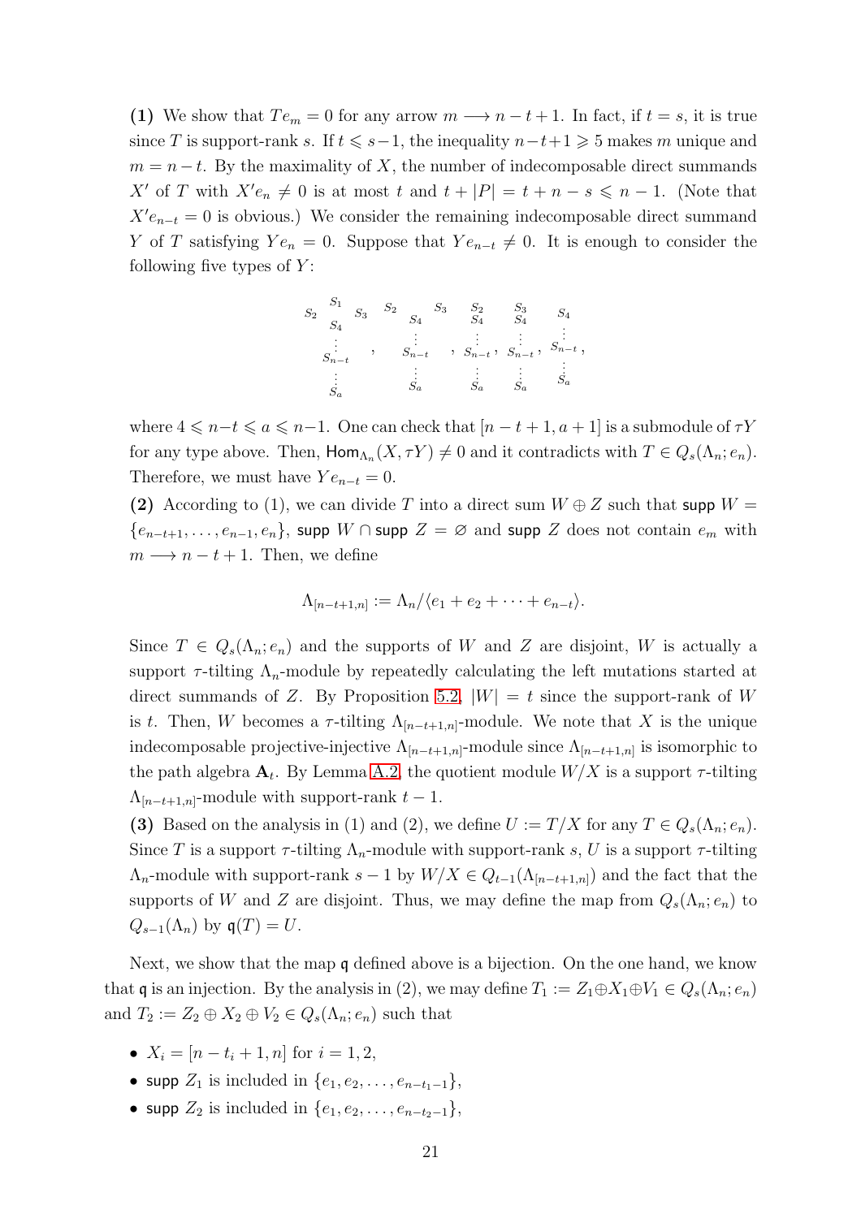**(1)** We show that $Te_m = 0$ for any arrow $m \longrightarrow n-t+1$. In fact, if $t = s$, it is true since $T$ is support-rank $s$. If $t \leqslant s-1$, the inequality $n-t+1 \geqslant 5$ makes $m$ unique and $m = n-t$. By the maximality of $X$, the number of indecomposable direct summands $X'$ of $T$ with $X'e_n \neq 0$ is at most $t$ and $t + |P| = t + n - s \leqslant n-1$. (Note that $X'e_{n-t} = 0$ is obvious.) We consider the remaining indecomposable direct summand $Y$ of $T$ satisfying $Ye_n = 0$. Suppose that $Ye_{n-t} \neq 0$. It is enough to consider the following five types of $Y$:

$$
\begin{smallmatrix} & S_1 & \\ S_2 & & S_3 \\ & S_4 & \\ & \vdots & \\ & S_{n-t} & \\ & \vdots & \\ & S_a & \end{smallmatrix}, \quad
\begin{smallmatrix} S_2 & & S_3 \\ & S_4 & \\ & \vdots & \\ & S_{n-t} & \\ & \vdots & \\ & S_a & \end{smallmatrix}, \quad
\begin{smallmatrix} S_2 \\ S_4 \\ \vdots \\ S_{n-t} \\ \vdots \\ S_a \end{smallmatrix}, \quad
\begin{smallmatrix} S_3 \\ S_4 \\ \vdots \\ S_{n-t} \\ \vdots \\ S_a \end{smallmatrix}, \quad
\begin{smallmatrix} S_4 \\ \vdots \\ S_{n-t} \\ \vdots \\ S_a \end{smallmatrix},
$$

where $4 \leqslant n-t \leqslant a \leqslant n-1$. One can check that $[n-t+1, a+1]$ is a submodule of $\tau Y$ for any type above. Then, $\mathsf{Hom}_{\Lambda_n}(X, \tau Y) \neq 0$ and it contradicts with $T \in Q_s(\Lambda_n; e_n)$. Therefore, we must have $Ye_{n-t} = 0$.

**(2)** According to (1), we can divide $T$ into a direct sum $W \oplus Z$ such that $\mathsf{supp}\ W = \{e_{n-t+1}, \dots, e_{n-1}, e_n\}$, $\mathsf{supp}\ W \cap \mathsf{supp}\ Z = \varnothing$ and $\mathsf{supp}\ Z$ does not contain $e_m$ with $m \longrightarrow n-t+1$. Then, we define

$$\Lambda_{[n-t+1,n]} := \Lambda_n / \langle e_1 + e_2 + \dots + e_{n-t} \rangle.$$

Since $T \in Q_s(\Lambda_n; e_n)$ and the supports of $W$ and $Z$ are disjoint, $W$ is actually a support $\tau$-tilting $\Lambda_n$-module by repeatedly calculating the left mutations started at direct summands of $Z$. By Proposition 5.2, $|W| = t$ since the support-rank of $W$ is $t$. Then, $W$ becomes a $\tau$-tilting $\Lambda_{[n-t+1,n]}$-module. We note that $X$ is the unique indecomposable projective-injective $\Lambda_{[n-t+1,n]}$-module since $\Lambda_{[n-t+1,n]}$ is isomorphic to the path algebra $\mathbf{A}_t$. By Lemma A.2, the quotient module $W/X$ is a support $\tau$-tilting $\Lambda_{[n-t+1,n]}$-module with support-rank $t-1$.

**(3)** Based on the analysis in (1) and (2), we define $U := T/X$ for any $T \in Q_s(\Lambda_n; e_n)$. Since $T$ is a support $\tau$-tilting $\Lambda_n$-module with support-rank $s$, $U$ is a support $\tau$-tilting $\Lambda_n$-module with support-rank $s-1$ by $W/X \in Q_{t-1}(\Lambda_{[n-t+1,n]})$ and the fact that the supports of $W$ and $Z$ are disjoint. Thus, we may define the map from $Q_s(\Lambda_n; e_n)$ to $Q_{s-1}(\Lambda_n)$ by $\mathfrak{q}(T) = U$.

Next, we show that the map $\mathfrak{q}$ defined above is a bijection. On the one hand, we know that $\mathfrak{q}$ is an injection. By the analysis in (2), we may define $T_1 := Z_1 \oplus X_1 \oplus V_1 \in Q_s(\Lambda_n; e_n)$ and $T_2 := Z_2 \oplus X_2 \oplus V_2 \in Q_s(\Lambda_n; e_n)$ such that

- $X_i = [n-t_i+1, n]$ for $i = 1, 2$,
- $\mathsf{supp}\ Z_1$ is included in $\{e_1, e_2, \dots, e_{n-t_1-1}\}$,
- $\mathsf{supp}\ Z_2$ is included in $\{e_1, e_2, \dots, e_{n-t_2-1}\}$,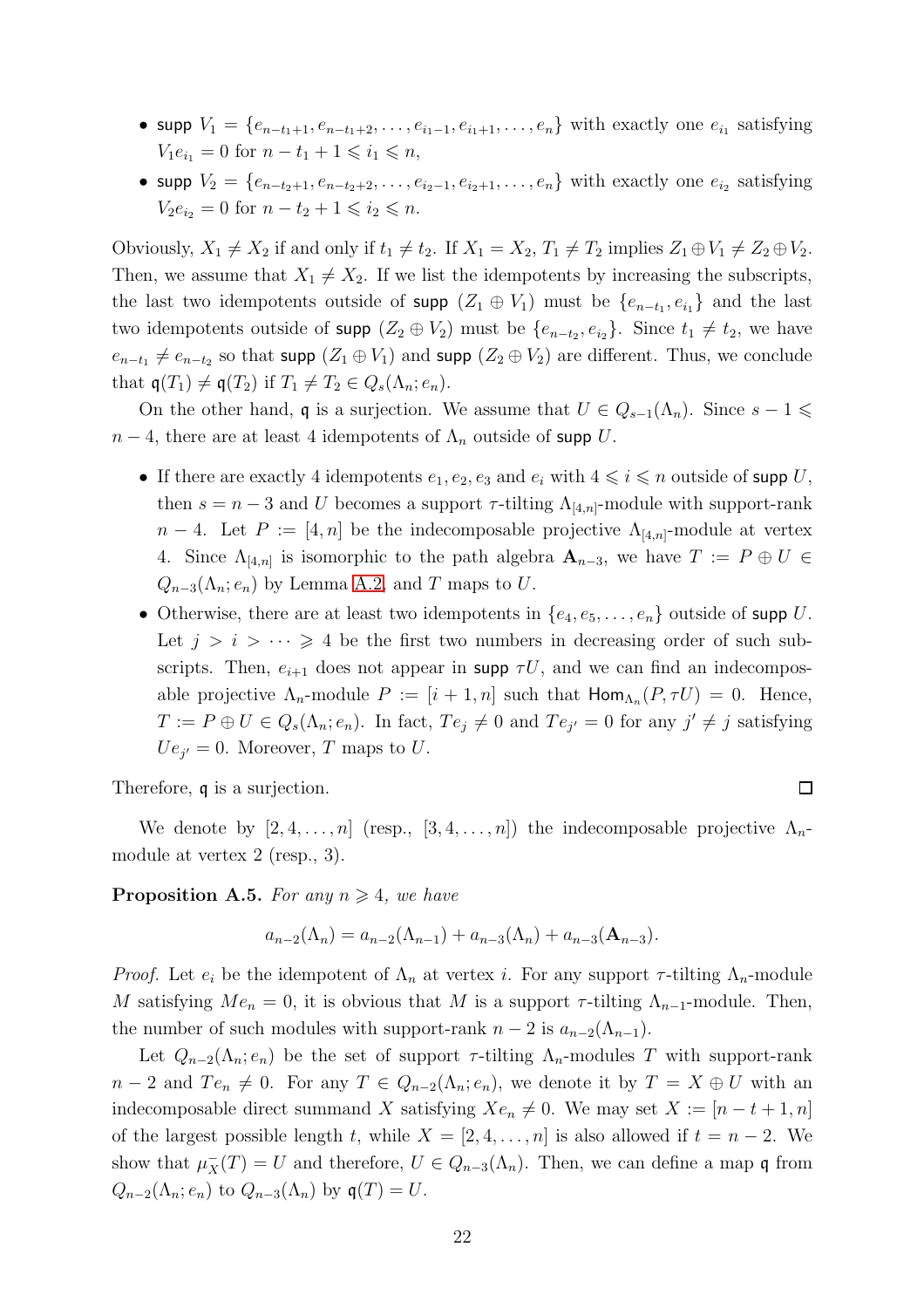- $\mathsf{supp}\ V_1 = \{e_{n-t_1+1}, e_{n-t_1+2}, \ldots, e_{i_1-1}, e_{i_1+1}, \ldots, e_n\}$ with exactly one $e_{i_1}$ satisfying $V_1 e_{i_1} = 0$ for $n - t_1 + 1 \leqslant i_1 \leqslant n$,
- $\mathsf{supp}\ V_2 = \{e_{n-t_2+1}, e_{n-t_2+2}, \ldots, e_{i_2-1}, e_{i_2+1}, \ldots, e_n\}$ with exactly one $e_{i_2}$ satisfying $V_2 e_{i_2} = 0$ for $n - t_2 + 1 \leqslant i_2 \leqslant n$.

Obviously, $X_1 \neq X_2$ if and only if $t_1 \neq t_2$. If $X_1 = X_2$, $T_1 \neq T_2$ implies $Z_1 \oplus V_1 \neq Z_2 \oplus V_2$. Then, we assume that $X_1 \neq X_2$. If we list the idempotents by increasing the subscripts, the last two idempotents outside of $\mathsf{supp}\ (Z_1 \oplus V_1)$ must be $\{e_{n-t_1}, e_{i_1}\}$ and the last two idempotents outside of $\mathsf{supp}\ (Z_2 \oplus V_2)$ must be $\{e_{n-t_2}, e_{i_2}\}$. Since $t_1 \neq t_2$, we have $e_{n-t_1} \neq e_{n-t_2}$ so that $\mathsf{supp}\ (Z_1 \oplus V_1)$ and $\mathsf{supp}\ (Z_2 \oplus V_2)$ are different. Thus, we conclude that $\mathfrak{q}(T_1) \neq \mathfrak{q}(T_2)$ if $T_1 \neq T_2 \in Q_s(\Lambda_n; e_n)$.

On the other hand, $\mathfrak{q}$ is a surjection. We assume that $U \in Q_{s-1}(\Lambda_n)$. Since $s - 1 \leqslant n - 4$, there are at least 4 idempotents of $\Lambda_n$ outside of $\mathsf{supp}\ U$.

- If there are exactly 4 idempotents $e_1, e_2, e_3$ and $e_i$ with $4 \leqslant i \leqslant n$ outside of $\mathsf{supp}\ U$, then $s = n - 3$ and $U$ becomes a support $\tau$-tilting $\Lambda_{[4,n]}$-module with support-rank $n - 4$. Let $P := [4, n]$ be the indecomposable projective $\Lambda_{[4,n]}$-module at vertex 4. Since $\Lambda_{[4,n]}$ is isomorphic to the path algebra $\mathbf{A}_{n-3}$, we have $T := P \oplus U \in Q_{n-3}(\Lambda_n; e_n)$ by Lemma A.2, and $T$ maps to $U$.
- Otherwise, there are at least two idempotents in $\{e_4, e_5, \ldots, e_n\}$ outside of $\mathsf{supp}\ U$. Let $j > i > \cdots \geqslant 4$ be the first two numbers in decreasing order of such subscripts. Then, $e_{i+1}$ does not appear in $\mathsf{supp}\ \tau U$, and we can find an indecomposable projective $\Lambda_n$-module $P := [i + 1, n]$ such that $\mathsf{Hom}_{\Lambda_n}(P, \tau U) = 0$. Hence, $T := P \oplus U \in Q_s(\Lambda_n; e_n)$. In fact, $Te_j \neq 0$ and $Te_{j'} = 0$ for any $j' \neq j$ satisfying $Ue_{j'} = 0$. Moreover, $T$ maps to $U$.

Therefore, $\mathfrak{q}$ is a surjection. $\square$

We denote by $[2, 4, \ldots, n]$ (resp., $[3, 4, \ldots, n]$) the indecomposable projective $\Lambda_n$-module at vertex 2 (resp., 3).

**Proposition A.5.** *For any $n \geqslant 4$, we have*

$$a_{n-2}(\Lambda_n) = a_{n-2}(\Lambda_{n-1}) + a_{n-3}(\Lambda_n) + a_{n-3}(\mathbf{A}_{n-3}).$$

*Proof.* Let $e_i$ be the idempotent of $\Lambda_n$ at vertex $i$. For any support $\tau$-tilting $\Lambda_n$-module $M$ satisfying $Me_n = 0$, it is obvious that $M$ is a support $\tau$-tilting $\Lambda_{n-1}$-module. Then, the number of such modules with support-rank $n - 2$ is $a_{n-2}(\Lambda_{n-1})$.

Let $Q_{n-2}(\Lambda_n; e_n)$ be the set of support $\tau$-tilting $\Lambda_n$-modules $T$ with support-rank $n - 2$ and $Te_n \neq 0$. For any $T \in Q_{n-2}(\Lambda_n; e_n)$, we denote it by $T = X \oplus U$ with an indecomposable direct summand $X$ satisfying $Xe_n \neq 0$. We may set $X := [n - t + 1, n]$ of the largest possible length $t$, while $X = [2, 4, \ldots, n]$ is also allowed if $t = n - 2$. We show that $\mu_X^-(T) = U$ and therefore, $U \in Q_{n-3}(\Lambda_n)$. Then, we can define a map $\mathfrak{q}$ from $Q_{n-2}(\Lambda_n; e_n)$ to $Q_{n-3}(\Lambda_n)$ by $\mathfrak{q}(T) = U$.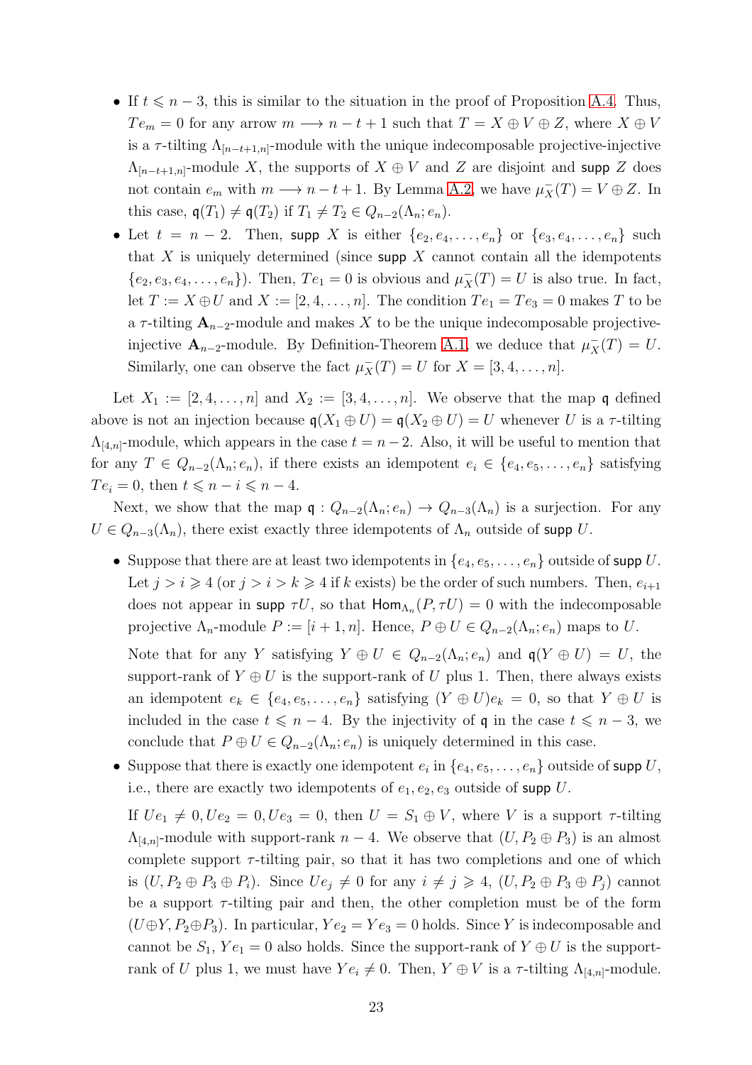- If $t \leqslant n-3$, this is similar to the situation in the proof of Proposition A.4. Thus, $Te_m = 0$ for any arrow $m \longrightarrow n-t+1$ such that $T = X \oplus V \oplus Z$, where $X \oplus V$ is a $\tau$-tilting $\Lambda_{[n-t+1,n]}$-module with the unique indecomposable projective-injective $\Lambda_{[n-t+1,n]}$-module $X$, the supports of $X \oplus V$ and $Z$ are disjoint and $\mathsf{supp}\ Z$ does not contain $e_m$ with $m \longrightarrow n-t+1$. By Lemma A.2, we have $\mu_X^-(T) = V \oplus Z$. In this case, $\mathfrak{q}(T_1) \neq \mathfrak{q}(T_2)$ if $T_1 \neq T_2 \in Q_{n-2}(\Lambda_n; e_n)$.
- Let $t = n-2$. Then, $\mathsf{supp}\ X$ is either $\{e_2, e_4, \ldots, e_n\}$ or $\{e_3, e_4, \ldots, e_n\}$ such that $X$ is uniquely determined (since $\mathsf{supp}\ X$ cannot contain all the idempotents $\{e_2, e_3, e_4, \ldots, e_n\}$). Then, $Te_1 = 0$ is obvious and $\mu_X^-(T) = U$ is also true. In fact, let $T := X \oplus U$ and $X := [2, 4, \ldots, n]$. The condition $Te_1 = Te_3 = 0$ makes $T$ to be a $\tau$-tilting $\mathbf{A}_{n-2}$-module and makes $X$ to be the unique indecomposable projective-injective $\mathbf{A}_{n-2}$-module. By Definition-Theorem A.1, we deduce that $\mu_X^-(T) = U$. Similarly, one can observe the fact $\mu_X^-(T) = U$ for $X = [3, 4, \ldots, n]$.

Let $X_1 := [2, 4, \ldots, n]$ and $X_2 := [3, 4, \ldots, n]$. We observe that the map $\mathfrak{q}$ defined above is not an injection because $\mathfrak{q}(X_1 \oplus U) = \mathfrak{q}(X_2 \oplus U) = U$ whenever $U$ is a $\tau$-tilting $\Lambda_{[4,n]}$-module, which appears in the case $t = n-2$. Also, it will be useful to mention that for any $T \in Q_{n-2}(\Lambda_n; e_n)$, if there exists an idempotent $e_i \in \{e_4, e_5, \ldots, e_n\}$ satisfying $Te_i = 0$, then $t \leqslant n - i \leqslant n-4$.

Next, we show that the map $\mathfrak{q} : Q_{n-2}(\Lambda_n; e_n) \to Q_{n-3}(\Lambda_n)$ is a surjection. For any $U \in Q_{n-3}(\Lambda_n)$, there exist exactly three idempotents of $\Lambda_n$ outside of $\mathsf{supp}\ U$.

- Suppose that there are at least two idempotents in $\{e_4, e_5, \ldots, e_n\}$ outside of $\mathsf{supp}\ U$. Let $j > i \geqslant 4$ (or $j > i > k \geqslant 4$ if $k$ exists) be the order of such numbers. Then, $e_{i+1}$ does not appear in $\mathsf{supp}\ \tau U$, so that $\mathsf{Hom}_{\Lambda_n}(P, \tau U) = 0$ with the indecomposable projective $\Lambda_n$-module $P := [i+1, n]$. Hence, $P \oplus U \in Q_{n-2}(\Lambda_n; e_n)$ maps to $U$.

  Note that for any $Y$ satisfying $Y \oplus U \in Q_{n-2}(\Lambda_n; e_n)$ and $\mathfrak{q}(Y \oplus U) = U$, the support-rank of $Y \oplus U$ is the support-rank of $U$ plus 1. Then, there always exists an idempotent $e_k \in \{e_4, e_5, \ldots, e_n\}$ satisfying $(Y \oplus U)e_k = 0$, so that $Y \oplus U$ is included in the case $t \leqslant n-4$. By the injectivity of $\mathfrak{q}$ in the case $t \leqslant n-3$, we conclude that $P \oplus U \in Q_{n-2}(\Lambda_n; e_n)$ is uniquely determined in this case.
- Suppose that there is exactly one idempotent $e_i$ in $\{e_4, e_5, \ldots, e_n\}$ outside of $\mathsf{supp}\ U$, i.e., there are exactly two idempotents of $e_1, e_2, e_3$ outside of $\mathsf{supp}\ U$.

  If $Ue_1 \neq 0, Ue_2 = 0, Ue_3 = 0$, then $U = S_1 \oplus V$, where $V$ is a support $\tau$-tilting $\Lambda_{[4,n]}$-module with support-rank $n-4$. We observe that $(U, P_2 \oplus P_3)$ is an almost complete support $\tau$-tilting pair, so that it has two completions and one of which is $(U, P_2 \oplus P_3 \oplus P_i)$. Since $Ue_j \neq 0$ for any $i \neq j \geqslant 4$, $(U, P_2 \oplus P_3 \oplus P_j)$ cannot be a support $\tau$-tilting pair and then, the other completion must be of the form $(U \oplus Y, P_2 \oplus P_3)$. In particular, $Ye_2 = Ye_3 = 0$ holds. Since $Y$ is indecomposable and cannot be $S_1$, $Ye_1 = 0$ also holds. Since the support-rank of $Y \oplus U$ is the support-rank of $U$ plus 1, we must have $Ye_i \neq 0$. Then, $Y \oplus V$ is a $\tau$-tilting $\Lambda_{[4,n]}$-module.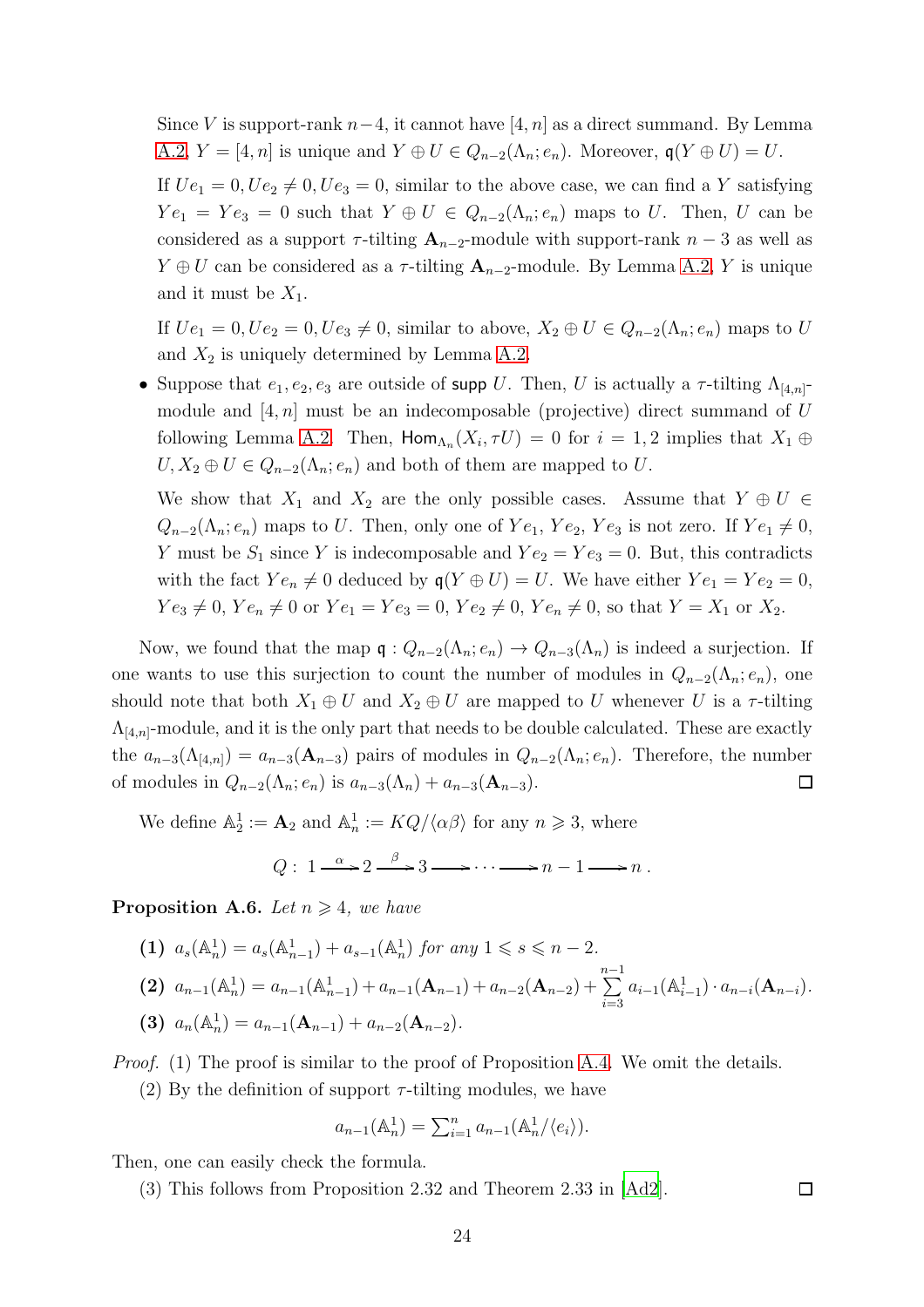Since $V$ is support-rank $n-4$, it cannot have $[4,n]$ as a direct summand. By Lemma A.2, $Y=[4,n]$ is unique and $Y\oplus U\in Q_{n-2}(\Lambda_n;e_n)$. Moreover, $\mathfrak{q}(Y\oplus U)=U$.

If $Ue_1=0, Ue_2\neq 0, Ue_3=0$, similar to the above case, we can find a $Y$ satisfying $Ye_1=Ye_3=0$ such that $Y\oplus U\in Q_{n-2}(\Lambda_n;e_n)$ maps to $U$. Then, $U$ can be considered as a support $\tau$-tilting $\mathbf{A}_{n-2}$-module with support-rank $n-3$ as well as $Y\oplus U$ can be considered as a $\tau$-tilting $\mathbf{A}_{n-2}$-module. By Lemma A.2, $Y$ is unique and it must be $X_1$.

If $Ue_1=0, Ue_2=0, Ue_3\neq 0$, similar to above, $X_2\oplus U\in Q_{n-2}(\Lambda_n;e_n)$ maps to $U$ and $X_2$ is uniquely determined by Lemma A.2.

- Suppose that $e_1,e_2,e_3$ are outside of $\mathsf{supp}\ U$. Then, $U$ is actually a $\tau$-tilting $\Lambda_{[4,n]}$-module and $[4,n]$ must be an indecomposable (projective) direct summand of $U$ following Lemma A.2. Then, $\mathsf{Hom}_{\Lambda_n}(X_i,\tau U)=0$ for $i=1,2$ implies that $X_1\oplus U, X_2\oplus U\in Q_{n-2}(\Lambda_n;e_n)$ and both of them are mapped to $U$.

  We show that $X_1$ and $X_2$ are the only possible cases. Assume that $Y\oplus U\in Q_{n-2}(\Lambda_n;e_n)$ maps to $U$. Then, only one of $Ye_1$, $Ye_2$, $Ye_3$ is not zero. If $Ye_1\neq 0$, $Y$ must be $S_1$ since $Y$ is indecomposable and $Ye_2=Ye_3=0$. But, this contradicts with the fact $Ye_n\neq 0$ deduced by $\mathfrak{q}(Y\oplus U)=U$. We have either $Ye_1=Ye_2=0$, $Ye_3\neq 0$, $Ye_n\neq 0$ or $Ye_1=Ye_3=0$, $Ye_2\neq 0$, $Ye_n\neq 0$, so that $Y=X_1$ or $X_2$.

Now, we found that the map $\mathfrak{q}: Q_{n-2}(\Lambda_n;e_n)\to Q_{n-3}(\Lambda_n)$ is indeed a surjection. If one wants to use this surjection to count the number of modules in $Q_{n-2}(\Lambda_n;e_n)$, one should note that both $X_1\oplus U$ and $X_2\oplus U$ are mapped to $U$ whenever $U$ is a $\tau$-tilting $\Lambda_{[4,n]}$-module, and it is the only part that needs to be double calculated. These are exactly the $a_{n-3}(\Lambda_{[4,n]})=a_{n-3}(\mathbf{A}_{n-3})$ pairs of modules in $Q_{n-2}(\Lambda_n;e_n)$. Therefore, the number of modules in $Q_{n-2}(\Lambda_n;e_n)$ is $a_{n-3}(\Lambda_n)+a_{n-3}(\mathbf{A}_{n-3})$. □

We define $\mathbb{A}_2^1:=\mathbf{A}_2$ and $\mathbb{A}_n^1:=KQ/\langle\alpha\beta\rangle$ for any $n\geqslant 3$, where

$$Q:\ 1\xrightarrow{\alpha}2\xrightarrow{\beta}3\longrightarrow\cdots\longrightarrow n-1\longrightarrow n\,.$$

**Proposition A.6.** *Let $n\geqslant 4$, we have*

**(1)** $a_s(\mathbb{A}_n^1)=a_s(\mathbb{A}_{n-1}^1)+a_{s-1}(\mathbb{A}_n^1)$ *for any* $1\leqslant s\leqslant n-2$.

**(2)** $a_{n-1}(\mathbb{A}_n^1)=a_{n-1}(\mathbb{A}_{n-1}^1)+a_{n-1}(\mathbf{A}_{n-1})+a_{n-2}(\mathbf{A}_{n-2})+\sum\limits_{i=3}^{n-1}a_{i-1}(\mathbb{A}_{i-1}^1)\cdot a_{n-i}(\mathbf{A}_{n-i})$.

**(3)** $a_n(\mathbb{A}_n^1)=a_{n-1}(\mathbf{A}_{n-1})+a_{n-2}(\mathbf{A}_{n-2})$.

*Proof.* (1) The proof is similar to the proof of Proposition A.4. We omit the details.

(2) By the definition of support $\tau$-tilting modules, we have

$$a_{n-1}(\mathbb{A}_n^1)=\textstyle\sum_{i=1}^n a_{n-1}(\mathbb{A}_n^1/\langle e_i\rangle).$$

Then, one can easily check the formula.

(3) This follows from Proposition 2.32 and Theorem 2.33 in [Ad2]. □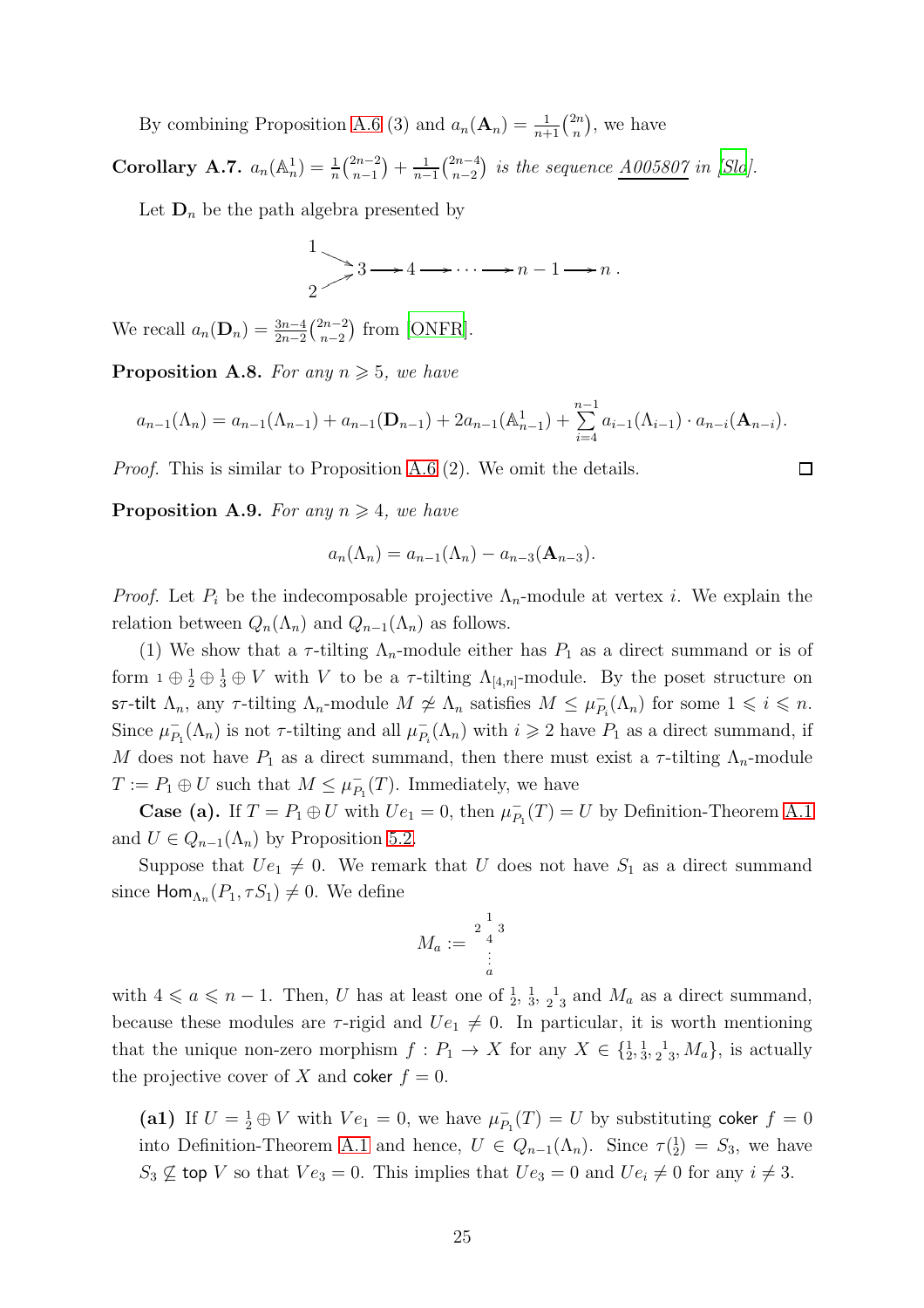By combining Proposition A.6 (3) and $a_n(\mathbf{A}_n) = \frac{1}{n+1}\binom{2n}{n}$, we have

**Corollary A.7.** *$a_n(\mathbb{A}_n^1) = \frac{1}{n}\binom{2n-2}{n-1} + \frac{1}{n-1}\binom{2n-4}{n-2}$ is the sequence A005807 in [Slo].*

Let $\mathbf{D}_n$ be the path algebra presented by

$$\begin{array}{l} 1 \searrow \\ \quad\quad 3 \longrightarrow 4 \longrightarrow \cdots \longrightarrow n-1 \longrightarrow n\,. \\ 2 \nearrow \end{array}$$

We recall $a_n(\mathbf{D}_n) = \frac{3n-4}{2n-2}\binom{2n-2}{n-2}$ from [ONFR].

**Proposition A.8.** *For any $n \geqslant 5$, we have*

$$a_{n-1}(\Lambda_n) = a_{n-1}(\Lambda_{n-1}) + a_{n-1}(\mathbf{D}_{n-1}) + 2a_{n-1}(\mathbb{A}_{n-1}^1) + \sum_{i=4}^{n-1} a_{i-1}(\Lambda_{i-1}) \cdot a_{n-i}(\mathbf{A}_{n-i}).$$

*Proof.* This is similar to Proposition A.6 (2). We omit the details. $\square$

**Proposition A.9.** *For any $n \geqslant 4$, we have*

$$a_n(\Lambda_n) = a_{n-1}(\Lambda_n) - a_{n-3}(\mathbf{A}_{n-3}).$$

*Proof.* Let $P_i$ be the indecomposable projective $\Lambda_n$-module at vertex $i$. We explain the relation between $Q_n(\Lambda_n)$ and $Q_{n-1}(\Lambda_n)$ as follows.

(1) We show that a $\tau$-tilting $\Lambda_n$-module either has $P_1$ as a direct summand or is of form ${}_1 \oplus {}^{1}_{2} \oplus {}^{1}_{3} \oplus V$ with $V$ to be a $\tau$-tilting $\Lambda_{[4,n]}$-module. By the poset structure on $\mathsf{s}\tau\text{-}\mathsf{tilt}\ \Lambda_n$, any $\tau$-tilting $\Lambda_n$-module $M \not\simeq \Lambda_n$ satisfies $M \leq \mu_{P_i}^-(\Lambda_n)$ for some $1 \leqslant i \leqslant n$. Since $\mu_{P_1}^-(\Lambda_n)$ is not $\tau$-tilting and all $\mu_{P_i}^-(\Lambda_n)$ with $i \geqslant 2$ have $P_1$ as a direct summand, if $M$ does not have $P_1$ as a direct summand, then there must exist a $\tau$-tilting $\Lambda_n$-module $T := P_1 \oplus U$ such that $M \leq \mu_{P_1}^-(T)$. Immediately, we have

**Case (a).** If $T = P_1 \oplus U$ with $Ue_1 = 0$, then $\mu_{P_1}^-(T) = U$ by Definition-Theorem A.1 and $U \in Q_{n-1}(\Lambda_n)$ by Proposition 5.2.

Suppose that $Ue_1 \neq 0$. We remark that $U$ does not have $S_1$ as a direct summand since $\mathsf{Hom}_{\Lambda_n}(P_1, \tau S_1) \neq 0$. We define

$$M_a := \begin{smallmatrix} & 1 & \\ 2 & & 3 \\ & 4 & \\ & \vdots & \\ & a & \end{smallmatrix}$$

with $4 \leqslant a \leqslant n-1$. Then, $U$ has at least one of ${}^{1}_{2}$, ${}^{1}_{3}$, ${}_{2}{}^{1}{}_{3}$ and $M_a$ as a direct summand, because these modules are $\tau$-rigid and $Ue_1 \neq 0$. In particular, it is worth mentioning that the unique non-zero morphism $f : P_1 \to X$ for any $X \in \{{}^{1}_{2}, {}^{1}_{3}, {}_{2}{}^{1}{}_{3}, M_a\}$, is actually the projective cover of $X$ and $\mathsf{coker}\ f = 0$.

**(a1)** If $U = {}^{1}_{2} \oplus V$ with $Ve_1 = 0$, we have $\mu_{P_1}^-(T) = U$ by substituting $\mathsf{coker}\ f = 0$ into Definition-Theorem A.1 and hence, $U \in Q_{n-1}(\Lambda_n)$. Since $\tau({}^{1}_{2}) = S_3$, we have $S_3 \not\subseteq \mathsf{top}\ V$ so that $Ve_3 = 0$. This implies that $Ue_3 = 0$ and $Ue_i \neq 0$ for any $i \neq 3$.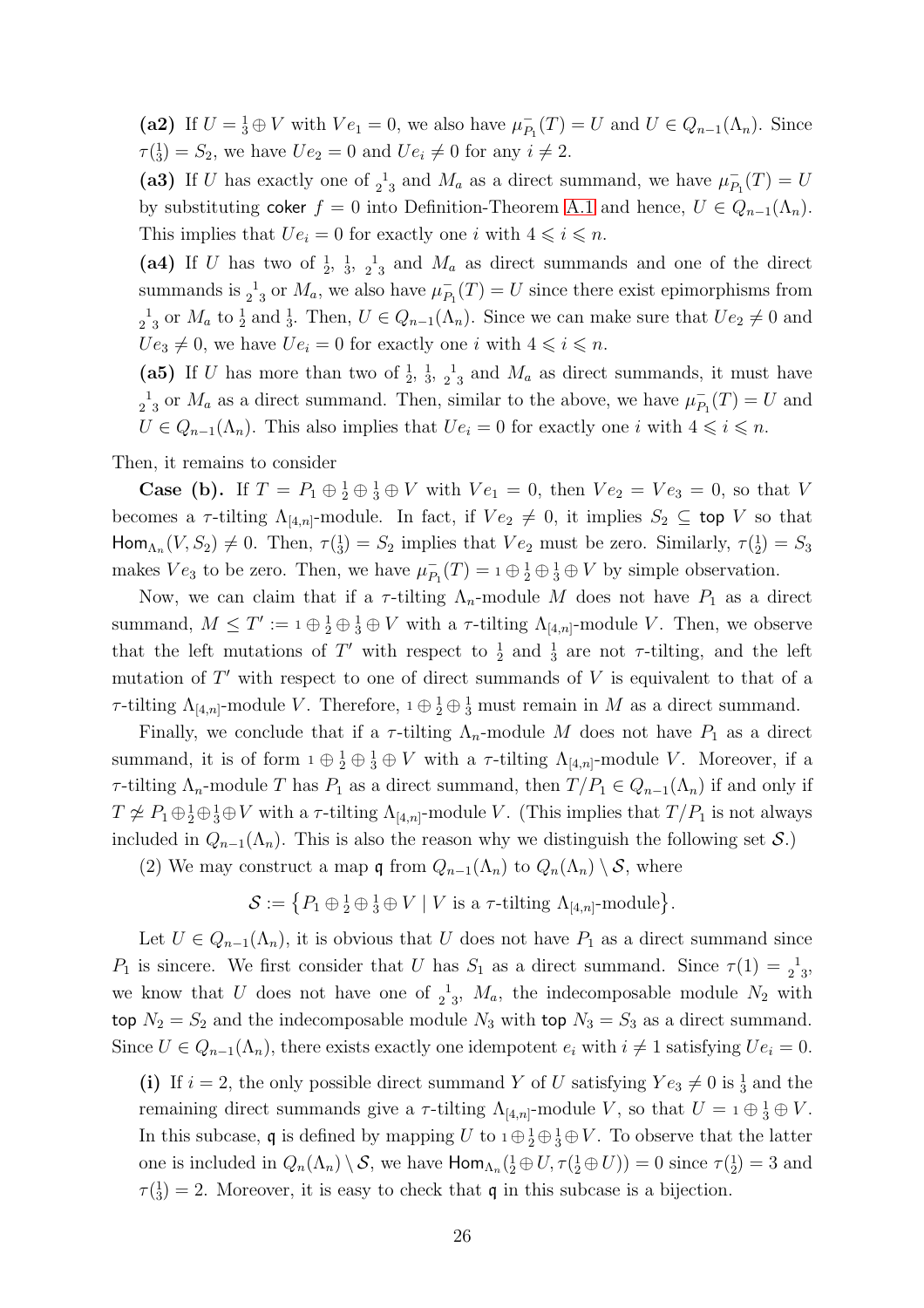**(a2)** If $U = \frac{1}{3} \oplus V$ with $Ve_1 = 0$, we also have $\mu^-_{P_1}(T) = U$ and $U \in Q_{n-1}(\Lambda_n)$. Since $\tau(\frac{1}{3}) = S_2$, we have $Ue_2 = 0$ and $Ue_i \neq 0$ for any $i \neq 2$.

**(a3)** If $U$ has exactly one of ${}_2{}^1{}_3$ and $M_a$ as a direct summand, we have $\mu^-_{P_1}(T) = U$ by substituting $\mathsf{coker}\ f = 0$ into Definition-Theorem A.1 and hence, $U \in Q_{n-1}(\Lambda_n)$. This implies that $Ue_i = 0$ for exactly one $i$ with $4 \leqslant i \leqslant n$.

**(a4)** If $U$ has two of $\frac{1}{2}$, $\frac{1}{3}$, ${}_2{}^1{}_3$ and $M_a$ as direct summands and one of the direct summands is ${}_2{}^1{}_3$ or $M_a$, we also have $\mu^-_{P_1}(T) = U$ since there exist epimorphisms from ${}_2{}^1{}_3$ or $M_a$ to $\frac{1}{2}$ and $\frac{1}{3}$. Then, $U \in Q_{n-1}(\Lambda_n)$. Since we can make sure that $Ue_2 \neq 0$ and $Ue_3 \neq 0$, we have $Ue_i = 0$ for exactly one $i$ with $4 \leqslant i \leqslant n$.

**(a5)** If $U$ has more than two of $\frac{1}{2}$, $\frac{1}{3}$, ${}_2{}^1{}_3$ and $M_a$ as direct summands, it must have ${}_2{}^1{}_3$ or $M_a$ as a direct summand. Then, similar to the above, we have $\mu^-_{P_1}(T) = U$ and $U \in Q_{n-1}(\Lambda_n)$. This also implies that $Ue_i = 0$ for exactly one $i$ with $4 \leqslant i \leqslant n$.

Then, it remains to consider

**Case (b).** If $T = P_1 \oplus \frac{1}{2} \oplus \frac{1}{3} \oplus V$ with $Ve_1 = 0$, then $Ve_2 = Ve_3 = 0$, so that $V$ becomes a $\tau$-tilting $\Lambda_{[4,n]}$-module. In fact, if $Ve_2 \neq 0$, it implies $S_2 \subseteq \mathsf{top}\ V$ so that $\mathsf{Hom}_{\Lambda_n}(V, S_2) \neq 0$. Then, $\tau(\frac{1}{3}) = S_2$ implies that $Ve_2$ must be zero. Similarly, $\tau(\frac{1}{2}) = S_3$ makes $Ve_3$ to be zero. Then, we have $\mu^-_{P_1}(T) = 1 \oplus \frac{1}{2} \oplus \frac{1}{3} \oplus V$ by simple observation.

Now, we can claim that if a $\tau$-tilting $\Lambda_n$-module $M$ does not have $P_1$ as a direct summand, $M \leq T' := 1 \oplus \frac{1}{2} \oplus \frac{1}{3} \oplus V$ with a $\tau$-tilting $\Lambda_{[4,n]}$-module $V$. Then, we observe that the left mutations of $T'$ with respect to $\frac{1}{2}$ and $\frac{1}{3}$ are not $\tau$-tilting, and the left mutation of $T'$ with respect to one of direct summands of $V$ is equivalent to that of a $\tau$-tilting $\Lambda_{[4,n]}$-module $V$. Therefore, $1 \oplus \frac{1}{2} \oplus \frac{1}{3}$ must remain in $M$ as a direct summand.

Finally, we conclude that if a $\tau$-tilting $\Lambda_n$-module $M$ does not have $P_1$ as a direct summand, it is of form $1 \oplus \frac{1}{2} \oplus \frac{1}{3} \oplus V$ with a $\tau$-tilting $\Lambda_{[4,n]}$-module $V$. Moreover, if a $\tau$-tilting $\Lambda_n$-module $T$ has $P_1$ as a direct summand, then $T/P_1 \in Q_{n-1}(\Lambda_n)$ if and only if $T \not\simeq P_1 \oplus \frac{1}{2} \oplus \frac{1}{3} \oplus V$ with a $\tau$-tilting $\Lambda_{[4,n]}$-module $V$. (This implies that $T/P_1$ is not always included in $Q_{n-1}(\Lambda_n)$. This is also the reason why we distinguish the following set $\mathcal{S}$.)

(2) We may construct a map $\mathfrak{q}$ from $Q_{n-1}(\Lambda_n)$ to $Q_n(\Lambda_n) \setminus \mathcal{S}$, where

$$\mathcal{S} := \left\{ P_1 \oplus \tfrac{1}{2} \oplus \tfrac{1}{3} \oplus V \mid V \text{ is a } \tau\text{-tilting } \Lambda_{[4,n]}\text{-module} \right\}.$$

Let $U \in Q_{n-1}(\Lambda_n)$, it is obvious that $U$ does not have $P_1$ as a direct summand since $P_1$ is sincere. We first consider that $U$ has $S_1$ as a direct summand. Since $\tau(1) = {}_2{}^1{}_3$, we know that $U$ does not have one of ${}_2{}^1{}_3$, $M_a$, the indecomposable module $N_2$ with $\mathsf{top}\ N_2 = S_2$ and the indecomposable module $N_3$ with $\mathsf{top}\ N_3 = S_3$ as a direct summand. Since $U \in Q_{n-1}(\Lambda_n)$, there exists exactly one idempotent $e_i$ with $i \neq 1$ satisfying $Ue_i = 0$.

**(i)** If $i = 2$, the only possible direct summand $Y$ of $U$ satisfying $Ye_3 \neq 0$ is $\frac{1}{3}$ and the remaining direct summands give a $\tau$-tilting $\Lambda_{[4,n]}$-module $V$, so that $U = 1 \oplus \frac{1}{3} \oplus V$. In this subcase, $\mathfrak{q}$ is defined by mapping $U$ to $1 \oplus \frac{1}{2} \oplus \frac{1}{3} \oplus V$. To observe that the latter one is included in $Q_n(\Lambda_n) \setminus \mathcal{S}$, we have $\mathsf{Hom}_{\Lambda_n}(\frac{1}{2} \oplus U, \tau(\frac{1}{2} \oplus U)) = 0$ since $\tau(\frac{1}{2}) = 3$ and $\tau(\frac{1}{3}) = 2$. Moreover, it is easy to check that $\mathfrak{q}$ in this subcase is a bijection.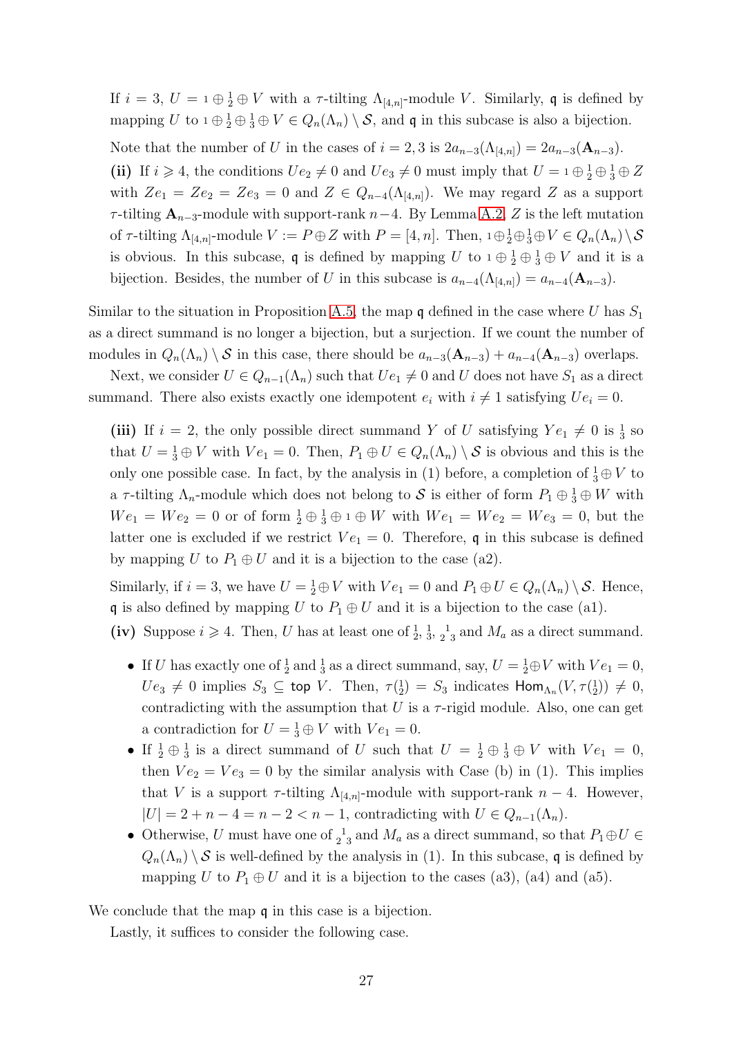If $i=3$, $U={}_1\oplus\frac{1}{2}\oplus V$ with a $\tau$-tilting $\Lambda_{[4,n]}$-module $V$. Similarly, $\mathfrak{q}$ is defined by mapping $U$ to ${}_1\oplus\frac{1}{2}\oplus\frac{1}{3}\oplus V\in Q_n(\Lambda_n)\setminus\mathcal{S}$, and $\mathfrak{q}$ in this subcase is also a bijection.

Note that the number of $U$ in the cases of $i=2,3$ is $2a_{n-3}(\Lambda_{[4,n]})=2a_{n-3}(\mathbf{A}_{n-3})$.

**(ii)** If $i\geqslant 4$, the conditions $Ue_2\neq 0$ and $Ue_3\neq 0$ must imply that $U={}_1\oplus\frac{1}{2}\oplus\frac{1}{3}\oplus Z$ with $Ze_1=Ze_2=Ze_3=0$ and $Z\in Q_{n-4}(\Lambda_{[4,n]})$. We may regard $Z$ as a support $\tau$-tilting $\mathbf{A}_{n-3}$-module with support-rank $n-4$. By Lemma A.2, $Z$ is the left mutation of $\tau$-tilting $\Lambda_{[4,n]}$-module $V:=P\oplus Z$ with $P=[4,n]$. Then, ${}_1\oplus\frac{1}{2}\oplus\frac{1}{3}\oplus V\in Q_n(\Lambda_n)\setminus\mathcal{S}$ is obvious. In this subcase, $\mathfrak{q}$ is defined by mapping $U$ to ${}_1\oplus\frac{1}{2}\oplus\frac{1}{3}\oplus V$ and it is a bijection. Besides, the number of $U$ in this subcase is $a_{n-4}(\Lambda_{[4,n]})=a_{n-4}(\mathbf{A}_{n-3})$.

Similar to the situation in Proposition A.5, the map $\mathfrak{q}$ defined in the case where $U$ has $S_1$ as a direct summand is no longer a bijection, but a surjection. If we count the number of modules in $Q_n(\Lambda_n)\setminus\mathcal{S}$ in this case, there should be $a_{n-3}(\mathbf{A}_{n-3})+a_{n-4}(\mathbf{A}_{n-3})$ overlaps.

Next, we consider $U\in Q_{n-1}(\Lambda_n)$ such that $Ue_1\neq 0$ and $U$ does not have $S_1$ as a direct summand. There also exists exactly one idempotent $e_i$ with $i\neq 1$ satisfying $Ue_i=0$.

**(iii)** If $i=2$, the only possible direct summand $Y$ of $U$ satisfying $Ye_1\neq 0$ is $\frac{1}{3}$ so that $U=\frac{1}{3}\oplus V$ with $Ve_1=0$. Then, $P_1\oplus U\in Q_n(\Lambda_n)\setminus\mathcal{S}$ is obvious and this is the only one possible case. In fact, by the analysis in (1) before, a completion of $\frac{1}{3}\oplus V$ to a $\tau$-tilting $\Lambda_n$-module which does not belong to $\mathcal{S}$ is either of form $P_1\oplus\frac{1}{3}\oplus W$ with $We_1=We_2=0$ or of form $\frac{1}{2}\oplus\frac{1}{3}\oplus{}_1\oplus W$ with $We_1=We_2=We_3=0$, but the latter one is excluded if we restrict $Ve_1=0$. Therefore, $\mathfrak{q}$ in this subcase is defined by mapping $U$ to $P_1\oplus U$ and it is a bijection to the case (a2).

Similarly, if $i=3$, we have $U=\frac{1}{2}\oplus V$ with $Ve_1=0$ and $P_1\oplus U\in Q_n(\Lambda_n)\setminus\mathcal{S}$. Hence, $\mathfrak{q}$ is also defined by mapping $U$ to $P_1\oplus U$ and it is a bijection to the case (a1).

**(iv)** Suppose $i\geqslant 4$. Then, $U$ has at least one of $\frac{1}{2}$, $\frac{1}{3}$, ${}_2{}^1{}_3$ and $M_a$ as a direct summand.

- If $U$ has exactly one of $\frac{1}{2}$ and $\frac{1}{3}$ as a direct summand, say, $U=\frac{1}{2}\oplus V$ with $Ve_1=0$, $Ue_3\neq 0$ implies $S_3\subseteq \mathsf{top}\ V$. Then, $\tau(\frac{1}{2})=S_3$ indicates $\mathsf{Hom}_{\Lambda_n}(V,\tau(\frac{1}{2}))\neq 0$, contradicting with the assumption that $U$ is a $\tau$-rigid module. Also, one can get a contradiction for $U=\frac{1}{3}\oplus V$ with $Ve_1=0$.
- If $\frac{1}{2}\oplus\frac{1}{3}$ is a direct summand of $U$ such that $U=\frac{1}{2}\oplus\frac{1}{3}\oplus V$ with $Ve_1=0$, then $Ve_2=Ve_3=0$ by the similar analysis with Case (b) in (1). This implies that $V$ is a support $\tau$-tilting $\Lambda_{[4,n]}$-module with support-rank $n-4$. However, $|U|=2+n-4=n-2<n-1$, contradicting with $U\in Q_{n-1}(\Lambda_n)$.
- Otherwise, $U$ must have one of ${}_2{}^1{}_3$ and $M_a$ as a direct summand, so that $P_1\oplus U\in Q_n(\Lambda_n)\setminus\mathcal{S}$ is well-defined by the analysis in (1). In this subcase, $\mathfrak{q}$ is defined by mapping $U$ to $P_1\oplus U$ and it is a bijection to the cases (a3), (a4) and (a5).

We conclude that the map $\mathfrak{q}$ in this case is a bijection.

Lastly, it suffices to consider the following case.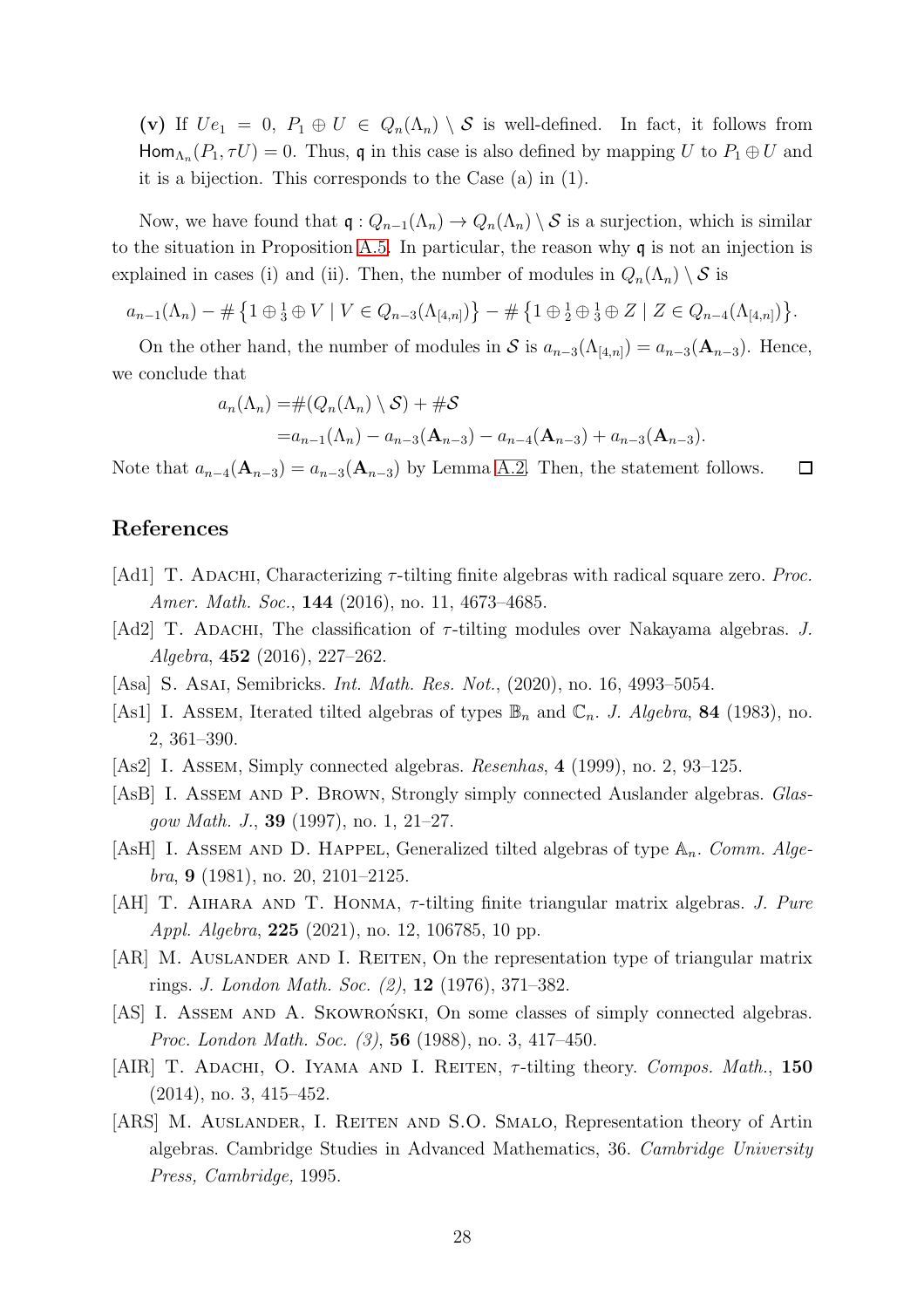**(v)** If $Ue_1 = 0$, $P_1 \oplus U \in Q_n(\Lambda_n) \setminus \mathcal{S}$ is well-defined. In fact, it follows from $\mathsf{Hom}_{\Lambda_n}(P_1, \tau U) = 0$. Thus, $\mathfrak{q}$ in this case is also defined by mapping $U$ to $P_1 \oplus U$ and it is a bijection. This corresponds to the Case (a) in (1).

Now, we have found that $\mathfrak{q} : Q_{n-1}(\Lambda_n) \to Q_n(\Lambda_n) \setminus \mathcal{S}$ is a surjection, which is similar to the situation in Proposition A.5. In particular, the reason why $\mathfrak{q}$ is not an injection is explained in cases (i) and (ii). Then, the number of modules in $Q_n(\Lambda_n) \setminus \mathcal{S}$ is

$$a_{n-1}(\Lambda_n) - \#\left\{1 \oplus {\scriptstyle\frac{1}{3}} \oplus V \mid V \in Q_{n-3}(\Lambda_{[4,n]})\right\} - \#\left\{1 \oplus {\scriptstyle\frac{1}{2}} \oplus {\scriptstyle\frac{1}{3}} \oplus Z \mid Z \in Q_{n-4}(\Lambda_{[4,n]})\right\}.$$

On the other hand, the number of modules in $\mathcal{S}$ is $a_{n-3}(\Lambda_{[4,n]}) = a_{n-3}(\mathbf{A}_{n-3})$. Hence, we conclude that

$$\begin{aligned} a_n(\Lambda_n) =& \#(Q_n(\Lambda_n) \setminus \mathcal{S}) + \#\mathcal{S} \\ =& a_{n-1}(\Lambda_n) - a_{n-3}(\mathbf{A}_{n-3}) - a_{n-4}(\mathbf{A}_{n-3}) + a_{n-3}(\mathbf{A}_{n-3}). \end{aligned}$$

Note that $a_{n-4}(\mathbf{A}_{n-3}) = a_{n-3}(\mathbf{A}_{n-3})$ by Lemma A.2. Then, the statement follows. □

## References

[Ad1] T. Adachi, Characterizing $\tau$-tilting finite algebras with radical square zero. *Proc. Amer. Math. Soc.*, **144** (2016), no. 11, 4673–4685.

[Ad2] T. Adachi, The classification of $\tau$-tilting modules over Nakayama algebras. *J. Algebra*, **452** (2016), 227–262.

[Asa] S. Asai, Semibricks. *Int. Math. Res. Not.*, (2020), no. 16, 4993–5054.

[As1] I. Assem, Iterated tilted algebras of types $\mathbb{B}_n$ and $\mathbb{C}_n$. *J. Algebra*, **84** (1983), no. 2, 361–390.

[As2] I. Assem, Simply connected algebras. *Resenhas*, **4** (1999), no. 2, 93–125.

[AsB] I. Assem and P. Brown, Strongly simply connected Auslander algebras. *Glasgow Math. J.*, **39** (1997), no. 1, 21–27.

[AsH] I. Assem and D. Happel, Generalized tilted algebras of type $\mathbb{A}_n$. *Comm. Algebra*, **9** (1981), no. 20, 2101–2125.

[AH] T. Aihara and T. Honma, $\tau$-tilting finite triangular matrix algebras. *J. Pure Appl. Algebra*, **225** (2021), no. 12, 106785, 10 pp.

[AR] M. Auslander and I. Reiten, On the representation type of triangular matrix rings. *J. London Math. Soc. (2)*, **12** (1976), 371–382.

[AS] I. Assem and A. Skowroński, On some classes of simply connected algebras. *Proc. London Math. Soc. (3)*, **56** (1988), no. 3, 417–450.

[AIR] T. Adachi, O. Iyama and I. Reiten, $\tau$-tilting theory. *Compos. Math.*, **150** (2014), no. 3, 415–452.

[ARS] M. Auslander, I. Reiten and S.O. Smalo, Representation theory of Artin algebras. Cambridge Studies in Advanced Mathematics, 36. *Cambridge University Press, Cambridge,* 1995.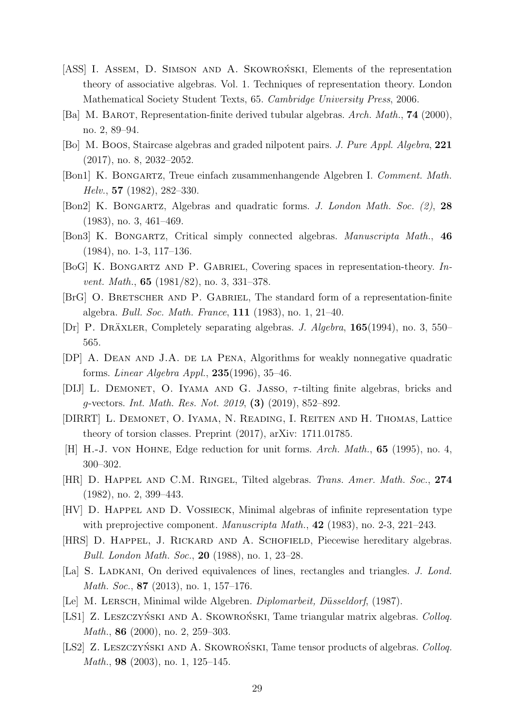- [ASS] I. Assem, D. Simson and A. Skowroński, Elements of the representation theory of associative algebras. Vol. 1. Techniques of representation theory. London Mathematical Society Student Texts, 65. *Cambridge University Press*, 2006.
- [Ba] M. Barot, Representation-finite derived tubular algebras. *Arch. Math.*, **74** (2000), no. 2, 89–94.
- [Bo] M. Boos, Staircase algebras and graded nilpotent pairs. *J. Pure Appl. Algebra*, **221** (2017), no. 8, 2032–2052.
- [Bon1] K. Bongartz, Treue einfach zusammenhangende Algebren I. *Comment. Math. Helv.*, **57** (1982), 282–330.
- [Bon2] K. Bongartz, Algebras and quadratic forms. *J. London Math. Soc. (2)*, **28** (1983), no. 3, 461–469.
- [Bon3] K. Bongartz, Critical simply connected algebras. *Manuscripta Math.*, **46** (1984), no. 1-3, 117–136.
- [BoG] K. Bongartz and P. Gabriel, Covering spaces in representation-theory. *Invent. Math.*, **65** (1981/82), no. 3, 331–378.
- [BrG] O. Bretscher and P. Gabriel, The standard form of a representation-finite algebra. *Bull. Soc. Math. France*, **111** (1983), no. 1, 21–40.
- [Dr] P. Dräxler, Completely separating algebras. *J. Algebra*, **165**(1994), no. 3, 550–565.
- [DP] A. Dean and J.A. de la Pena, Algorithms for weakly nonnegative quadratic forms. *Linear Algebra Appl.*, **235**(1996), 35–46.
- [DIJ] L. Demonet, O. Iyama and G. Jasso, $\tau$-tilting finite algebras, bricks and $g$-vectors. *Int. Math. Res. Not. 2019*, **(3)** (2019), 852–892.
- [DIRRT] L. Demonet, O. Iyama, N. Reading, I. Reiten and H. Thomas, Lattice theory of torsion classes. Preprint (2017), arXiv: 1711.01785.
- [H] H.-J. von Hohne, Edge reduction for unit forms. *Arch. Math.*, **65** (1995), no. 4, 300–302.
- [HR] D. Happel and C.M. Ringel, Tilted algebras. *Trans. Amer. Math. Soc.*, **274** (1982), no. 2, 399–443.
- [HV] D. Happel and D. Vossieck, Minimal algebras of infinite representation type with preprojective component. *Manuscripta Math.*, **42** (1983), no. 2-3, 221–243.
- [HRS] D. Happel, J. Rickard and A. Schofield, Piecewise hereditary algebras. *Bull. London Math. Soc.*, **20** (1988), no. 1, 23–28.
- [La] S. Ladkani, On derived equivalences of lines, rectangles and triangles. *J. Lond. Math. Soc.*, **87** (2013), no. 1, 157–176.
- [Le] M. Lersch, Minimal wilde Algebren. *Diplomarbeit, Düsseldorf*, (1987).
- [LS1] Z. Leszczyński and A. Skowroński, Tame triangular matrix algebras. *Colloq. Math.*, **86** (2000), no. 2, 259–303.
- [LS2] Z. Leszczyński and A. Skowroński, Tame tensor products of algebras. *Colloq. Math.*, **98** (2003), no. 1, 125–145.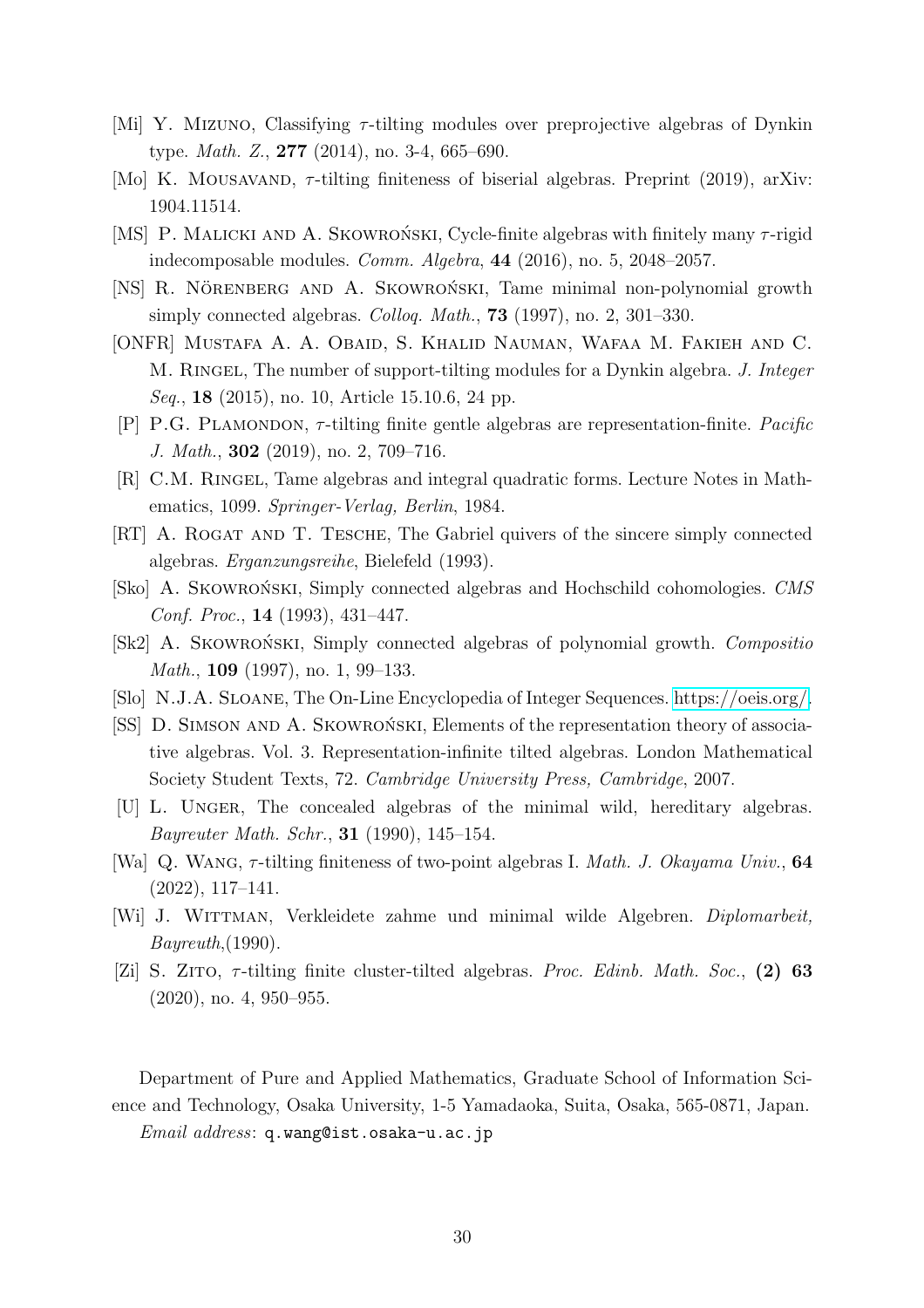[Mi] Y. Mizuno, Classifying $\tau$-tilting modules over preprojective algebras of Dynkin type. *Math. Z.*, **277** (2014), no. 3-4, 665–690.

[Mo] K. Mousavand, $\tau$-tilting finiteness of biserial algebras. Preprint (2019), arXiv: 1904.11514.

[MS] P. Malicki and A. Skowroński, Cycle-finite algebras with finitely many $\tau$-rigid indecomposable modules. *Comm. Algebra*, **44** (2016), no. 5, 2048–2057.

[NS] R. Nörenberg and A. Skowroński, Tame minimal non-polynomial growth simply connected algebras. *Colloq. Math.*, **73** (1997), no. 2, 301–330.

[ONFR] Mustafa A. A. Obaid, S. Khalid Nauman, Wafaa M. Fakieh and C. M. Ringel, The number of support-tilting modules for a Dynkin algebra. *J. Integer Seq.*, **18** (2015), no. 10, Article 15.10.6, 24 pp.

[P] P.G. Plamondon, $\tau$-tilting finite gentle algebras are representation-finite. *Pacific J. Math.*, **302** (2019), no. 2, 709–716.

[R] C.M. Ringel, Tame algebras and integral quadratic forms. Lecture Notes in Mathematics, 1099. *Springer-Verlag, Berlin*, 1984.

[RT] A. Rogat and T. Tesche, The Gabriel quivers of the sincere simply connected algebras. *Erganzungsreihe*, Bielefeld (1993).

[Sko] A. Skowroński, Simply connected algebras and Hochschild cohomologies. *CMS Conf. Proc.*, **14** (1993), 431–447.

[Sk2] A. Skowroński, Simply connected algebras of polynomial growth. *Compositio Math.*, **109** (1997), no. 1, 99–133.

[Slo] N.J.A. Sloane, The On-Line Encyclopedia of Integer Sequences. https://oeis.org/.

[SS] D. Simson and A. Skowroński, Elements of the representation theory of associative algebras. Vol. 3. Representation-infinite tilted algebras. London Mathematical Society Student Texts, 72. *Cambridge University Press, Cambridge*, 2007.

[U] L. Unger, The concealed algebras of the minimal wild, hereditary algebras. *Bayreuter Math. Schr.*, **31** (1990), 145–154.

[Wa] Q. Wang, $\tau$-tilting finiteness of two-point algebras I. *Math. J. Okayama Univ.*, **64** (2022), 117–141.

[Wi] J. Wittman, Verkleidete zahme und minimal wilde Algebren. *Diplomarbeit, Bayreuth*,(1990).

[Zi] S. Zito, $\tau$-tilting finite cluster-tilted algebras. *Proc. Edinb. Math. Soc.*, **(2) 63** (2020), no. 4, 950–955.

Department of Pure and Applied Mathematics, Graduate School of Information Science and Technology, Osaka University, 1-5 Yamadaoka, Suita, Osaka, 565-0871, Japan.

*Email address*: `q.wang@ist.osaka-u.ac.jp`